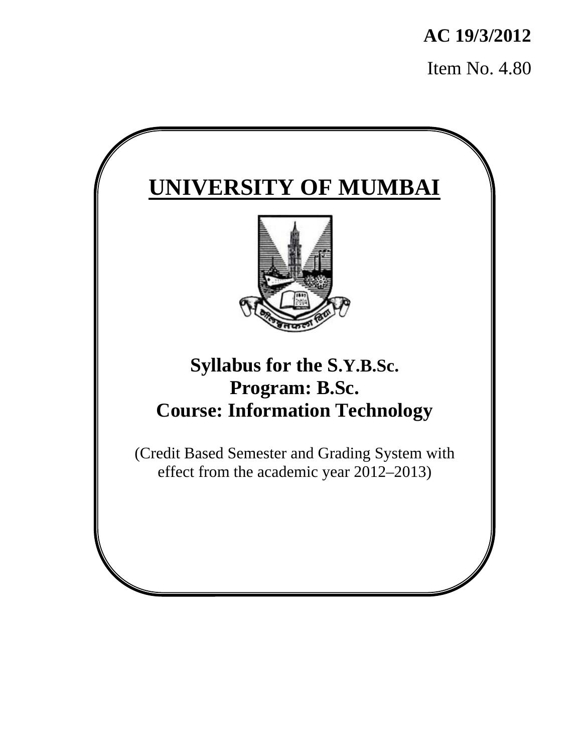**AC 19/3/2012**

Item No. 4.80

# UNIVERSITY OF MUMBAI

## Syllabus for the S.Y.B.Sc.
## Program: B.Sc.
## Course: Information Technology

(Credit Based Semester and Grading System with effect from the academic year 2012–2013)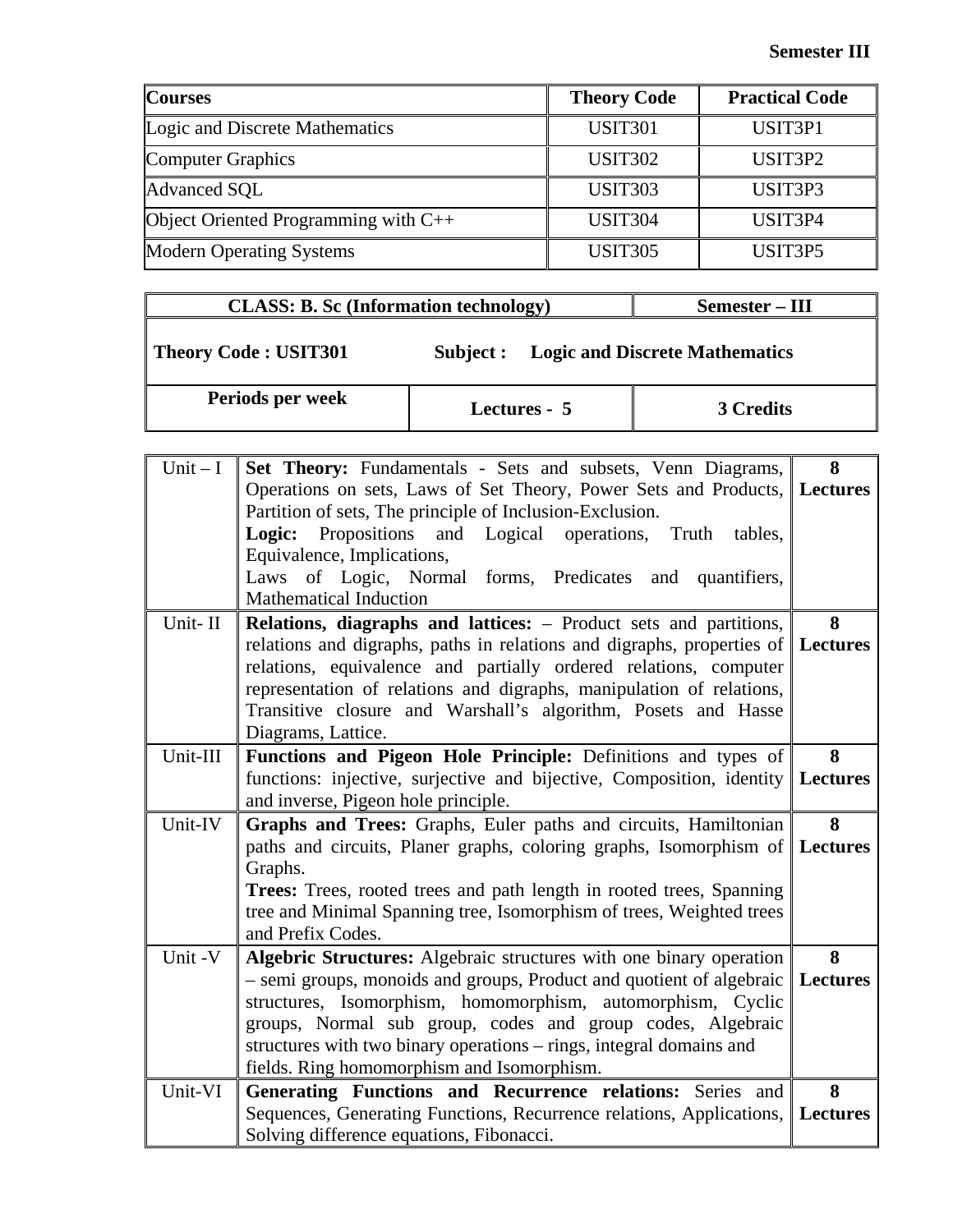**Semester III**

| Courses | Theory Code | Practical Code |
|---|---|---|
| Logic and Discrete Mathematics | USIT301 | USIT3P1 |
| Computer Graphics | USIT302 | USIT3P2 |
| Advanced SQL | USIT303 | USIT3P3 |
| Object Oriented Programming with C++ | USIT304 | USIT3P4 |
| Modern Operating Systems | USIT305 | USIT3P5 |

| CLASS: B. Sc (Information technology) | | Semester – III |
|---|---|---|
| Theory Code : USIT301 | Subject : Logic and Discrete Mathematics | |
| Periods per week | Lectures - 5 | 3 Credits |

| Unit | Content | Lectures |
|---|---|---|
| Unit – I | **Set Theory:** Fundamentals - Sets and subsets, Venn Diagrams, Operations on sets, Laws of Set Theory, Power Sets and Products, Partition of sets, The principle of Inclusion-Exclusion.<br>**Logic:** Propositions and Logical operations, Truth tables, Equivalence, Implications,<br>Laws of Logic, Normal forms, Predicates and quantifiers, Mathematical Induction | **8 Lectures** |
| Unit- II | **Relations, diagraphs and lattices:** – Product sets and partitions, relations and digraphs, paths in relations and digraphs, properties of relations, equivalence and partially ordered relations, computer representation of relations and digraphs, manipulation of relations, Transitive closure and Warshall's algorithm, Posets and Hasse Diagrams, Lattice. | **8 Lectures** |
| Unit-III | **Functions and Pigeon Hole Principle:** Definitions and types of functions: injective, surjective and bijective, Composition, identity and inverse, Pigeon hole principle. | **8 Lectures** |
| Unit-IV | **Graphs and Trees:** Graphs, Euler paths and circuits, Hamiltonian paths and circuits, Planer graphs, coloring graphs, Isomorphism of Graphs.<br>**Trees:** Trees, rooted trees and path length in rooted trees, Spanning tree and Minimal Spanning tree, Isomorphism of trees, Weighted trees and Prefix Codes. | **8 Lectures** |
| Unit -V | **Algebric Structures:** Algebraic structures with one binary operation – semi groups, monoids and groups, Product and quotient of algebraic structures, Isomorphism, homomorphism, automorphism, Cyclic groups, Normal sub group, codes and group codes, Algebraic structures with two binary operations – rings, integral domains and fields. Ring homomorphism and Isomorphism. | **8 Lectures** |
| Unit-VI | **Generating Functions and Recurrence relations:** Series and Sequences, Generating Functions, Recurrence relations, Applications, Solving difference equations, Fibonacci. | **8 Lectures** |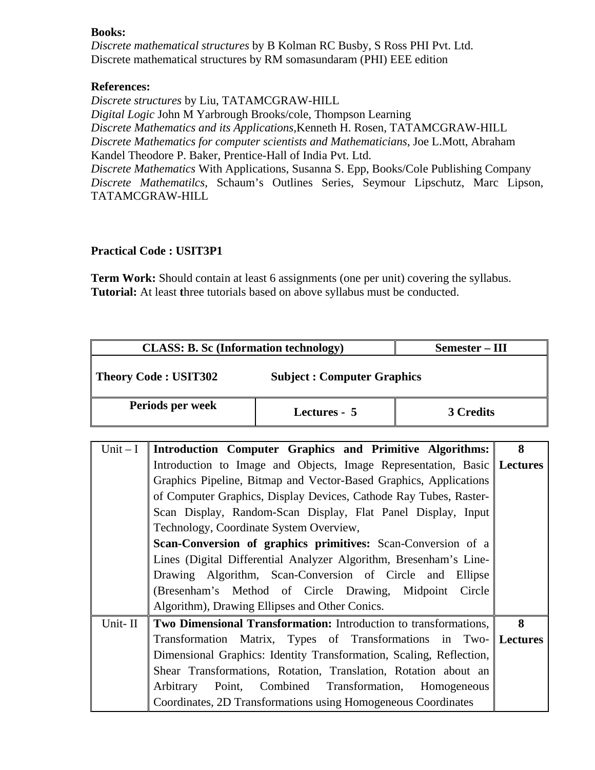**Books:**
*Discrete mathematical structures* by B Kolman RC Busby, S Ross PHI Pvt. Ltd.
Discrete mathematical structures by RM somasundaram (PHI) EEE edition

**References:**
*Discrete structures* by Liu, TATAMCGRAW-HILL
*Digital Logic* John M Yarbrough Brooks/cole, Thompson Learning
*Discrete Mathematics and its Applications,*Kenneth H. Rosen, TATAMCGRAW-HILL
*Discrete Mathematics for computer scientists and Mathematicians*, Joe L.Mott, Abraham Kandel Theodore P. Baker, Prentice-Hall of India Pvt. Ltd.
*Discrete Mathematics* With Applications, Susanna S. Epp, Books/Cole Publishing Company
*Discrete Mathematilcs*, Schaum's Outlines Series, Seymour Lipschutz, Marc Lipson, TATAMCGRAW-HILL

**Practical Code : USIT3P1**

**Term Work:** Should contain at least 6 assignments (one per unit) covering the syllabus.
**Tutorial:** At least **t**hree tutorials based on above syllabus must be conducted.

| **CLASS: B. Sc (Information technology)** | | **Semester – III** |
|---|---|---|
| **Theory Code : USIT302** | **Subject : Computer Graphics** | |
| **Periods per week** | **Lectures - 5** | **3 Credits** |

| | | |
|---|---|---|
| Unit – I | **Introduction Computer Graphics and Primitive Algorithms:** Introduction to Image and Objects, Image Representation, Basic Graphics Pipeline, Bitmap and Vector-Based Graphics, Applications of Computer Graphics, Display Devices, Cathode Ray Tubes, Raster-Scan Display, Random-Scan Display, Flat Panel Display, Input Technology, Coordinate System Overview, **Scan-Conversion of graphics primitives:** Scan-Conversion of a Lines (Digital Differential Analyzer Algorithm, Bresenham's Line-Drawing Algorithm, Scan-Conversion of Circle and Ellipse (Bresenham's Method of Circle Drawing, Midpoint Circle Algorithm), Drawing Ellipses and Other Conics. | **8 Lectures** |
| Unit- II | **Two Dimensional Transformation:** Introduction to transformations, Transformation Matrix, Types of Transformations in Two-Dimensional Graphics: Identity Transformation, Scaling, Reflection, Shear Transformations, Rotation, Translation, Rotation about an Arbitrary Point, Combined Transformation, Homogeneous Coordinates, 2D Transformations using Homogeneous Coordinates | **8 Lectures** |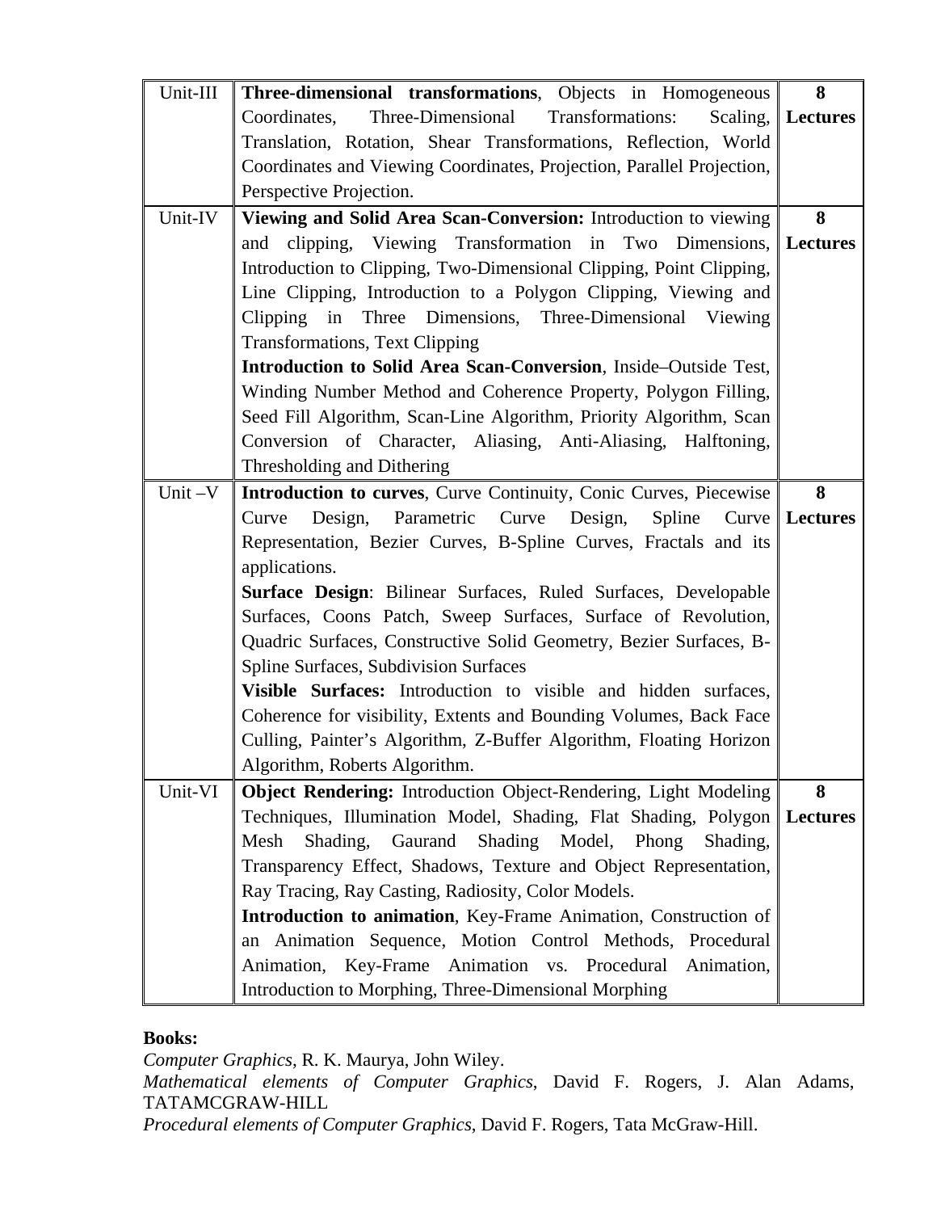| | | |
|---|---|---|
| Unit-III | **Three-dimensional transformations**, Objects in Homogeneous Coordinates, Three-Dimensional Transformations: Scaling, Translation, Rotation, Shear Transformations, Reflection, World Coordinates and Viewing Coordinates, Projection, Parallel Projection, Perspective Projection. | **8 Lectures** |
| Unit-IV | **Viewing and Solid Area Scan-Conversion:** Introduction to viewing and clipping, Viewing Transformation in Two Dimensions, Introduction to Clipping, Two-Dimensional Clipping, Point Clipping, Line Clipping, Introduction to a Polygon Clipping, Viewing and Clipping in Three Dimensions, Three-Dimensional Viewing Transformations, Text Clipping<br>**Introduction to Solid Area Scan-Conversion**, Inside–Outside Test, Winding Number Method and Coherence Property, Polygon Filling, Seed Fill Algorithm, Scan-Line Algorithm, Priority Algorithm, Scan Conversion of Character, Aliasing, Anti-Aliasing, Halftoning, Thresholding and Dithering | **8 Lectures** |
| Unit –V | **Introduction to curves**, Curve Continuity, Conic Curves, Piecewise Curve Design, Parametric Curve Design, Spline Curve Representation, Bezier Curves, B-Spline Curves, Fractals and its applications.<br>**Surface Design**: Bilinear Surfaces, Ruled Surfaces, Developable Surfaces, Coons Patch, Sweep Surfaces, Surface of Revolution, Quadric Surfaces, Constructive Solid Geometry, Bezier Surfaces, B-Spline Surfaces, Subdivision Surfaces<br>**Visible Surfaces:** Introduction to visible and hidden surfaces, Coherence for visibility, Extents and Bounding Volumes, Back Face Culling, Painter's Algorithm, Z-Buffer Algorithm, Floating Horizon Algorithm, Roberts Algorithm. | **8 Lectures** |
| Unit-VI | **Object Rendering:** Introduction Object-Rendering, Light Modeling Techniques, Illumination Model, Shading, Flat Shading, Polygon Mesh Shading, Gaurand Shading Model, Phong Shading, Transparency Effect, Shadows, Texture and Object Representation, Ray Tracing, Ray Casting, Radiosity, Color Models.<br>**Introduction to animation**, Key-Frame Animation, Construction of an Animation Sequence, Motion Control Methods, Procedural Animation, Key-Frame Animation vs. Procedural Animation, Introduction to Morphing, Three-Dimensional Morphing | **8 Lectures** |

**Books:**

*Computer Graphics*, R. K. Maurya, John Wiley.

*Mathematical elements of Computer Graphics*, David F. Rogers, J. Alan Adams, TATAMCGRAW-HILL

*Procedural elements of Computer Graphics*, David F. Rogers, Tata McGraw-Hill.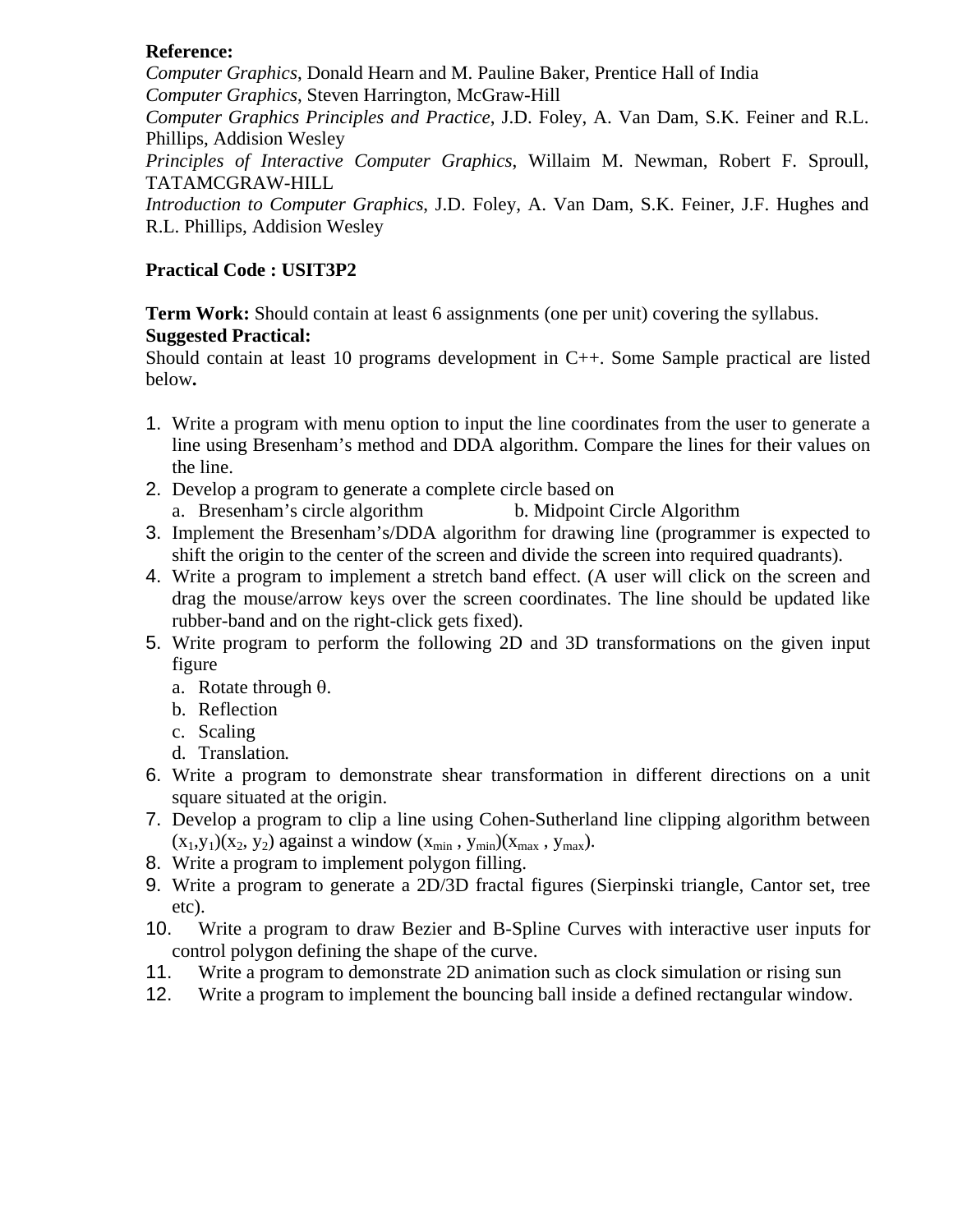**Reference:**

*Computer Graphics*, Donald Hearn and M. Pauline Baker, Prentice Hall of India
*Computer Graphics*, Steven Harrington, McGraw-Hill
*Computer Graphics Principles and Practice*, J.D. Foley, A. Van Dam, S.K. Feiner and R.L. Phillips, Addision Wesley
*Principles of Interactive Computer Graphics*, Willaim M. Newman, Robert F. Sproull, TATAMCGRAW-HILL
*Introduction to Computer Graphics*, J.D. Foley, A. Van Dam, S.K. Feiner, J.F. Hughes and R.L. Phillips, Addision Wesley

**Practical Code : USIT3P2**

**Term Work:** Should contain at least 6 assignments (one per unit) covering the syllabus.
**Suggested Practical:**
Should contain at least 10 programs development in C++. Some Sample practical are listed below**.**

1. Write a program with menu option to input the line coordinates from the user to generate a line using Bresenham's method and DDA algorithm. Compare the lines for their values on the line.
2. Develop a program to generate a complete circle based on
   a. Bresenham's circle algorithm          b. Midpoint Circle Algorithm
3. Implement the Bresenham's/DDA algorithm for drawing line (programmer is expected to shift the origin to the center of the screen and divide the screen into required quadrants).
4. Write a program to implement a stretch band effect. (A user will click on the screen and drag the mouse/arrow keys over the screen coordinates. The line should be updated like rubber-band and on the right-click gets fixed).
5. Write program to perform the following 2D and 3D transformations on the given input figure
   a. Rotate through θ.
   b. Reflection
   c. Scaling
   d. Translation.
6. Write a program to demonstrate shear transformation in different directions on a unit square situated at the origin.
7. Develop a program to clip a line using Cohen-Sutherland line clipping algorithm between $(x_1,y_1)(x_2, y_2)$ against a window $(x_{min} , y_{min})(x_{max} , y_{max})$.
8. Write a program to implement polygon filling.
9. Write a program to generate a 2D/3D fractal figures (Sierpinski triangle, Cantor set, tree etc).
10. Write a program to draw Bezier and B-Spline Curves with interactive user inputs for control polygon defining the shape of the curve.
11. Write a program to demonstrate 2D animation such as clock simulation or rising sun
12. Write a program to implement the bouncing ball inside a defined rectangular window.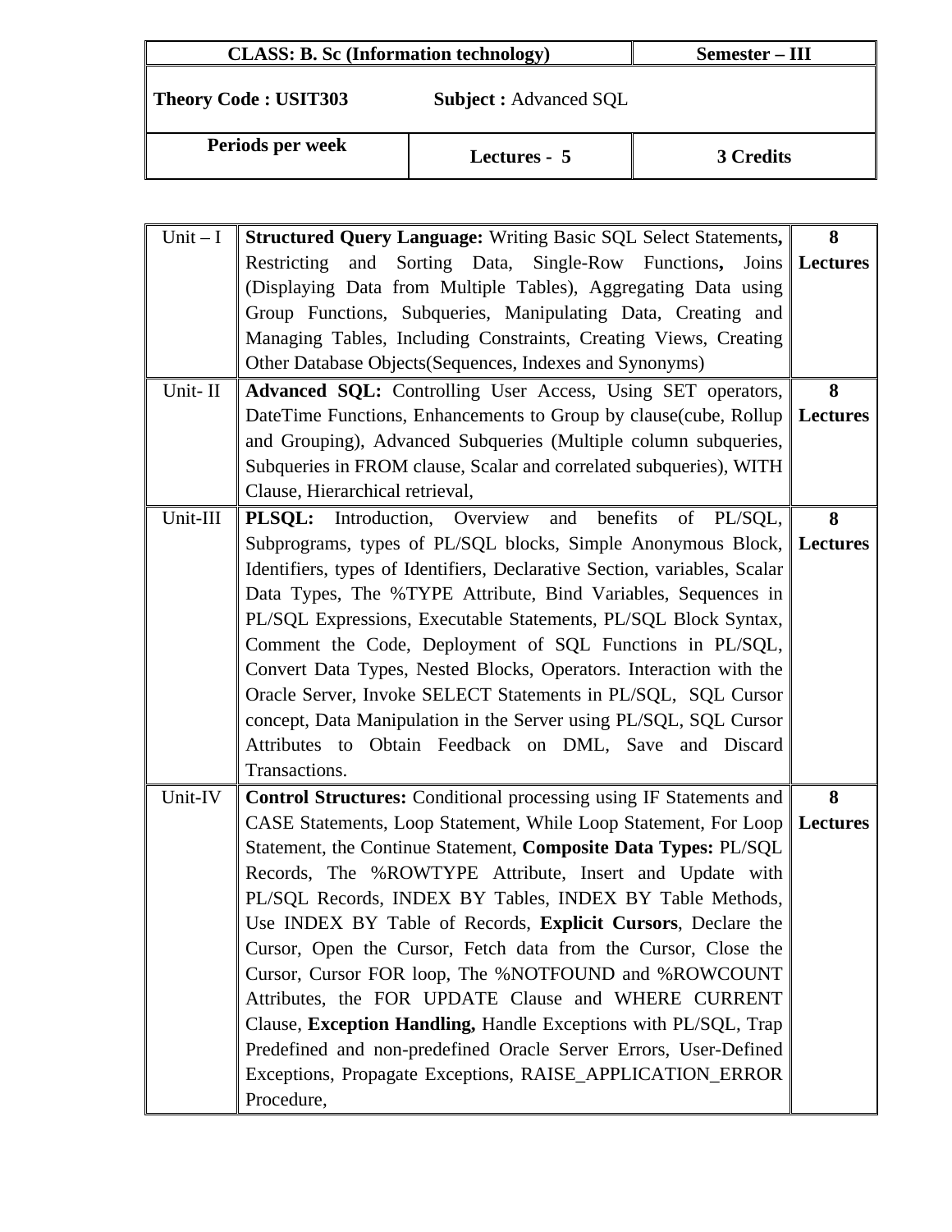| CLASS: B. Sc (Information technology) | | Semester – III |
|---|---|---|
| **Theory Code : USIT303** **Subject :** Advanced SQL | | |
| **Periods per week** | **Lectures - 5** | **3 Credits** |

| | | |
|---|---|---|
| Unit – I | **Structured Query Language:** Writing Basic SQL Select Statements**,** Restricting and Sorting Data, Single-Row Functions**,** Joins (Displaying Data from Multiple Tables), Aggregating Data using Group Functions, Subqueries, Manipulating Data, Creating and Managing Tables, Including Constraints, Creating Views, Creating Other Database Objects(Sequences, Indexes and Synonyms) | **8 Lectures** |
| Unit- II | **Advanced SQL:** Controlling User Access, Using SET operators, DateTime Functions, Enhancements to Group by clause(cube, Rollup and Grouping), Advanced Subqueries (Multiple column subqueries, Subqueries in FROM clause, Scalar and correlated subqueries), WITH Clause, Hierarchical retrieval, | **8 Lectures** |
| Unit-III | **PLSQL:** Introduction, Overview and benefits of PL/SQL, Subprograms, types of PL/SQL blocks, Simple Anonymous Block, Identifiers, types of Identifiers, Declarative Section, variables, Scalar Data Types, The %TYPE Attribute, Bind Variables, Sequences in PL/SQL Expressions, Executable Statements, PL/SQL Block Syntax, Comment the Code, Deployment of SQL Functions in PL/SQL, Convert Data Types, Nested Blocks, Operators. Interaction with the Oracle Server, Invoke SELECT Statements in PL/SQL, SQL Cursor concept, Data Manipulation in the Server using PL/SQL, SQL Cursor Attributes to Obtain Feedback on DML, Save and Discard Transactions. | **8 Lectures** |
| Unit-IV | **Control Structures:** Conditional processing using IF Statements and CASE Statements, Loop Statement, While Loop Statement, For Loop Statement, the Continue Statement, **Composite Data Types:** PL/SQL Records, The %ROWTYPE Attribute, Insert and Update with PL/SQL Records, INDEX BY Tables, INDEX BY Table Methods, Use INDEX BY Table of Records, **Explicit Cursors**, Declare the Cursor, Open the Cursor, Fetch data from the Cursor, Close the Cursor, Cursor FOR loop, The %NOTFOUND and %ROWCOUNT Attributes, the FOR UPDATE Clause and WHERE CURRENT Clause, **Exception Handling,** Handle Exceptions with PL/SQL, Trap Predefined and non-predefined Oracle Server Errors, User-Defined Exceptions, Propagate Exceptions, RAISE_APPLICATION_ERROR Procedure, | **8 Lectures** |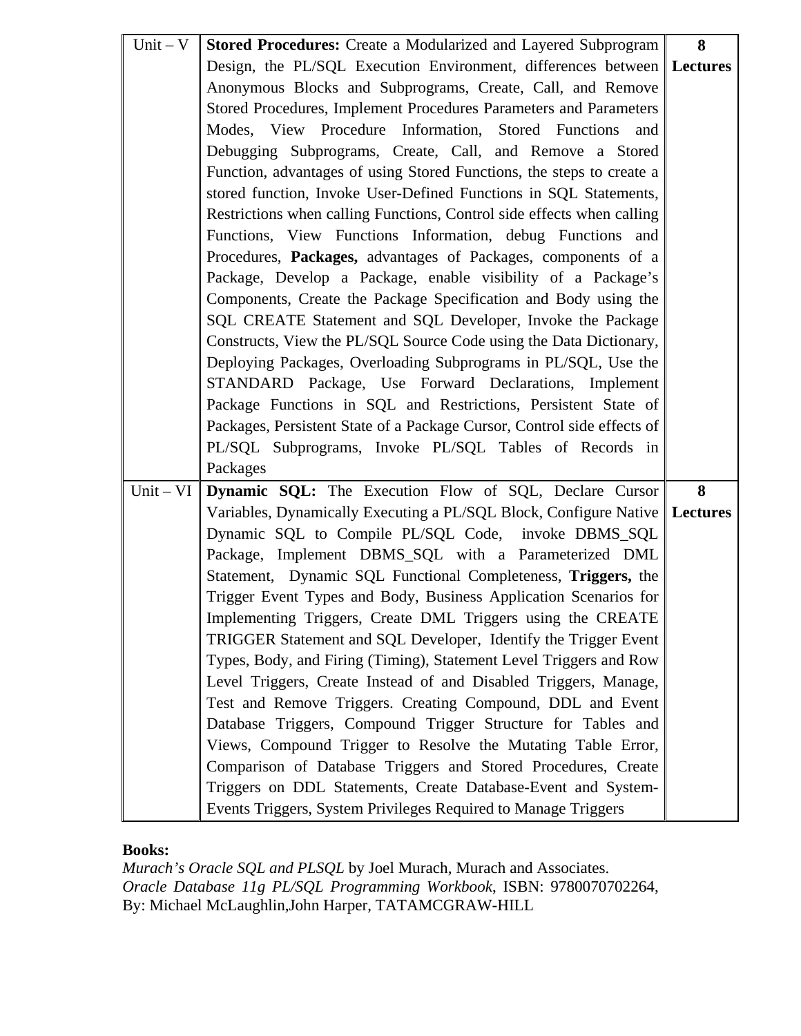| Unit – V | **Stored Procedures:** Create a Modularized and Layered Subprogram Design, the PL/SQL Execution Environment, differences between Anonymous Blocks and Subprograms, Create, Call, and Remove Stored Procedures, Implement Procedures Parameters and Parameters Modes, View Procedure Information, Stored Functions and Debugging Subprograms, Create, Call, and Remove a Stored Function, advantages of using Stored Functions, the steps to create a stored function, Invoke User-Defined Functions in SQL Statements, Restrictions when calling Functions, Control side effects when calling Functions, View Functions Information, debug Functions and Procedures, **Packages,** advantages of Packages, components of a Package, Develop a Package, enable visibility of a Package's Components, Create the Package Specification and Body using the SQL CREATE Statement and SQL Developer, Invoke the Package Constructs, View the PL/SQL Source Code using the Data Dictionary, Deploying Packages, Overloading Subprograms in PL/SQL, Use the STANDARD Package, Use Forward Declarations, Implement Package Functions in SQL and Restrictions, Persistent State of Packages, Persistent State of a Package Cursor, Control side effects of PL/SQL Subprograms, Invoke PL/SQL Tables of Records in Packages | **8 Lectures** |
|---|---|---|
| Unit – VI | **Dynamic SQL:** The Execution Flow of SQL, Declare Cursor Variables, Dynamically Executing a PL/SQL Block, Configure Native Dynamic SQL to Compile PL/SQL Code, invoke DBMS_SQL Package, Implement DBMS_SQL with a Parameterized DML Statement, Dynamic SQL Functional Completeness, **Triggers,** the Trigger Event Types and Body, Business Application Scenarios for Implementing Triggers, Create DML Triggers using the CREATE TRIGGER Statement and SQL Developer, Identify the Trigger Event Types, Body, and Firing (Timing), Statement Level Triggers and Row Level Triggers, Create Instead of and Disabled Triggers, Manage, Test and Remove Triggers. Creating Compound, DDL and Event Database Triggers, Compound Trigger Structure for Tables and Views, Compound Trigger to Resolve the Mutating Table Error, Comparison of Database Triggers and Stored Procedures, Create Triggers on DDL Statements, Create Database-Event and System-Events Triggers, System Privileges Required to Manage Triggers | **8 Lectures** |

**Books:**

*Murach's Oracle SQL and PLSQL* by Joel Murach, Murach and Associates.
*Oracle Database 11g PL/SQL Programming Workbook*, ISBN: 9780070702264, By: Michael McLaughlin,John Harper, TATAMCGRAW-HILL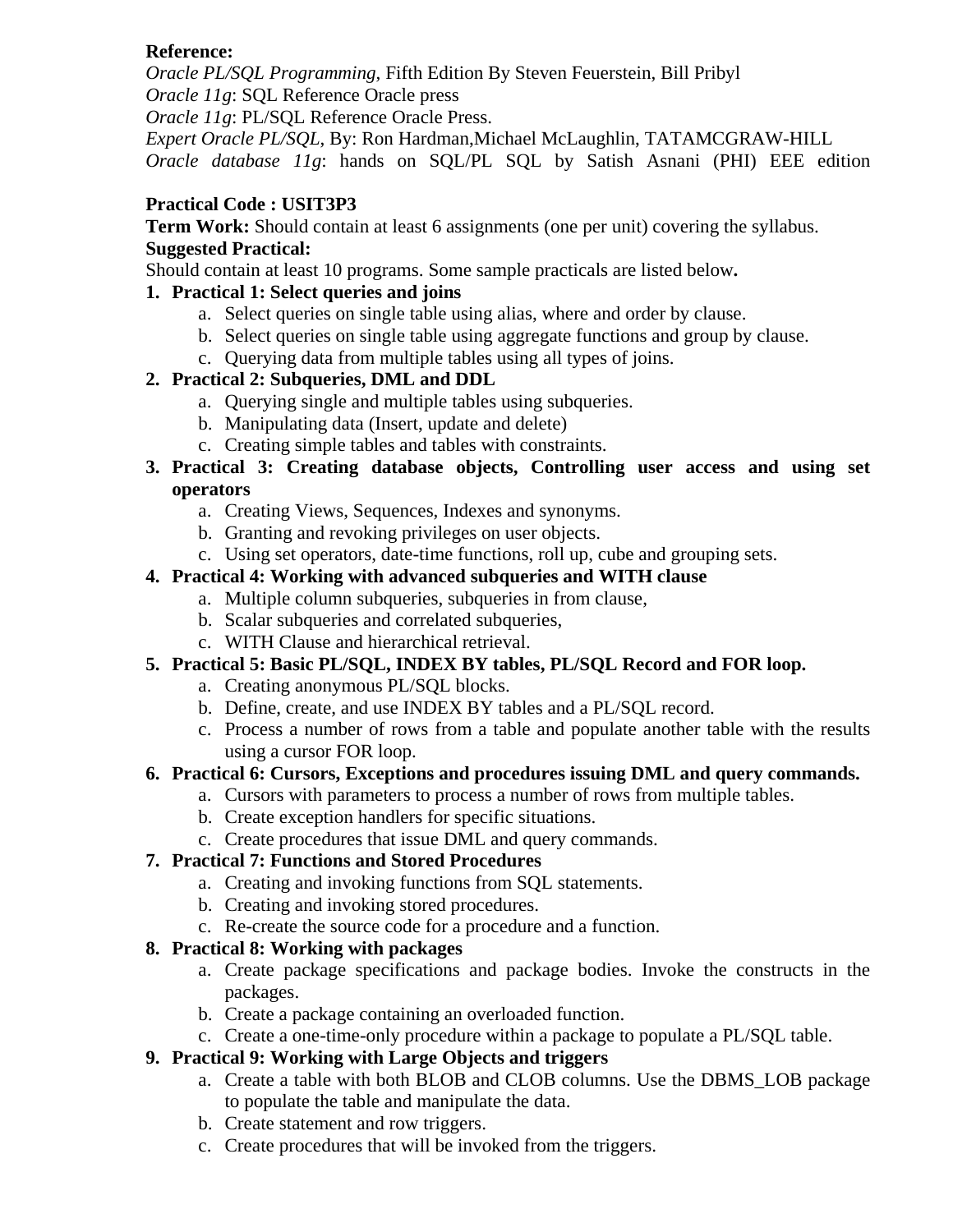**Reference:**

*Oracle PL/SQL Programming*, Fifth Edition By Steven Feuerstein, Bill Pribyl

*Oracle 11g*: SQL Reference Oracle press

*Oracle 11g*: PL/SQL Reference Oracle Press.

*Expert Oracle PL/SQL*, By: Ron Hardman,Michael McLaughlin, TATAMCGRAW-HILL

*Oracle database 11g*: hands on SQL/PL SQL by Satish Asnani (PHI) EEE edition

**Practical Code : USIT3P3**

**Term Work:** Should contain at least 6 assignments (one per unit) covering the syllabus.

**Suggested Practical:**

Should contain at least 10 programs. Some sample practicals are listed below**.**

1. **Practical 1: Select queries and joins**
   a. Select queries on single table using alias, where and order by clause.
   b. Select queries on single table using aggregate functions and group by clause.
   c. Querying data from multiple tables using all types of joins.
2. **Practical 2: Subqueries, DML and DDL**
   a. Querying single and multiple tables using subqueries.
   b. Manipulating data (Insert, update and delete)
   c. Creating simple tables and tables with constraints.
3. **Practical 3: Creating database objects, Controlling user access and using set operators**
   a. Creating Views, Sequences, Indexes and synonyms.
   b. Granting and revoking privileges on user objects.
   c. Using set operators, date-time functions, roll up, cube and grouping sets.
4. **Practical 4: Working with advanced subqueries and WITH clause**
   a. Multiple column subqueries, subqueries in from clause,
   b. Scalar subqueries and correlated subqueries,
   c. WITH Clause and hierarchical retrieval.
5. **Practical 5: Basic PL/SQL, INDEX BY tables, PL/SQL Record and FOR loop.**
   a. Creating anonymous PL/SQL blocks.
   b. Define, create, and use INDEX BY tables and a PL/SQL record.
   c. Process a number of rows from a table and populate another table with the results using a cursor FOR loop.
6. **Practical 6: Cursors, Exceptions and procedures issuing DML and query commands.**
   a. Cursors with parameters to process a number of rows from multiple tables.
   b. Create exception handlers for specific situations.
   c. Create procedures that issue DML and query commands.
7. **Practical 7: Functions and Stored Procedures**
   a. Creating and invoking functions from SQL statements.
   b. Creating and invoking stored procedures.
   c. Re-create the source code for a procedure and a function.
8. **Practical 8: Working with packages**
   a. Create package specifications and package bodies. Invoke the constructs in the packages.
   b. Create a package containing an overloaded function.
   c. Create a one-time-only procedure within a package to populate a PL/SQL table.
9. **Practical 9: Working with Large Objects and triggers**
   a. Create a table with both BLOB and CLOB columns. Use the DBMS_LOB package to populate the table and manipulate the data.
   b. Create statement and row triggers.
   c. Create procedures that will be invoked from the triggers.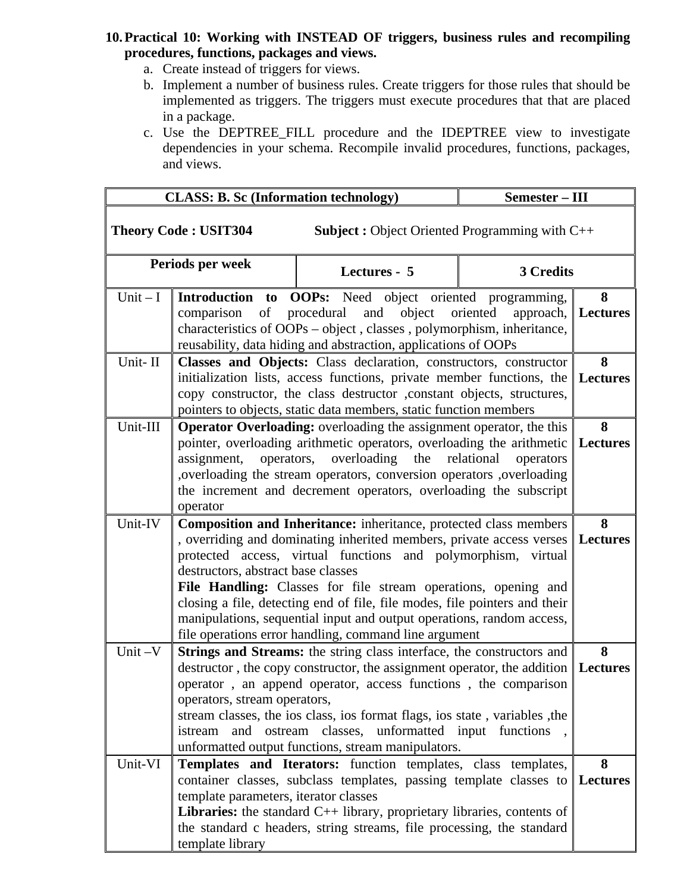10. **Practical 10: Working with INSTEAD OF triggers, business rules and recompiling procedures, functions, packages and views.**
    a. Create instead of triggers for views.
    b. Implement a number of business rules. Create triggers for those rules that should be implemented as triggers. The triggers must execute procedures that that are placed in a package.
    c. Use the DEPTREE_FILL procedure and the IDEPTREE view to investigate dependencies in your schema. Recompile invalid procedures, functions, packages, and views.

| **CLASS: B. Sc (Information technology)** | | **Semester – III** |
|---|---|---|
| **Theory Code : USIT304** | **Subject :** Object Oriented Programming with C++ | |
| **Periods per week** | **Lectures - 5** | **3 Credits** |

| Unit | Content | Lectures |
|---|---|---|
| Unit – I | **Introduction to OOPs:** Need object oriented programming, comparison of procedural and object oriented approach, characteristics of OOPs – object , classes , polymorphism, inheritance, reusability, data hiding and abstraction, applications of OOPs | **8 Lectures** |
| Unit- II | **Classes and Objects:** Class declaration, constructors, constructor initialization lists, access functions, private member functions, the copy constructor, the class destructor ,constant objects, structures, pointers to objects, static data members, static function members | **8 Lectures** |
| Unit-III | **Operator Overloading:** overloading the assignment operator, the this pointer, overloading arithmetic operators, overloading the arithmetic assignment, operators, overloading the relational operators ,overloading the stream operators, conversion operators ,overloading the increment and decrement operators, overloading the subscript operator | **8 Lectures** |
| Unit-IV | **Composition and Inheritance:** inheritance, protected class members , overriding and dominating inherited members, private access verses protected access, virtual functions and polymorphism, virtual destructors, abstract base classes<br>**File Handling:** Classes for file stream operations, opening and closing a file, detecting end of file, file modes, file pointers and their manipulations, sequential input and output operations, random access, file operations error handling, command line argument | **8 Lectures** |
| Unit –V | **Strings and Streams:** the string class interface, the constructors and destructor , the copy constructor, the assignment operator, the addition operator , an append operator, access functions , the comparison operators, stream operators,<br>stream classes, the ios class, ios format flags, ios state , variables ,the istream and ostream classes, unformatted input functions , unformatted output functions, stream manipulators. | **8 Lectures** |
| Unit-VI | **Templates and Iterators:** function templates, class templates, container classes, subclass templates, passing template classes to template parameters, iterator classes<br>**Libraries:** the standard C++ library, proprietary libraries, contents of the standard c headers, string streams, file processing, the standard template library | **8 Lectures** |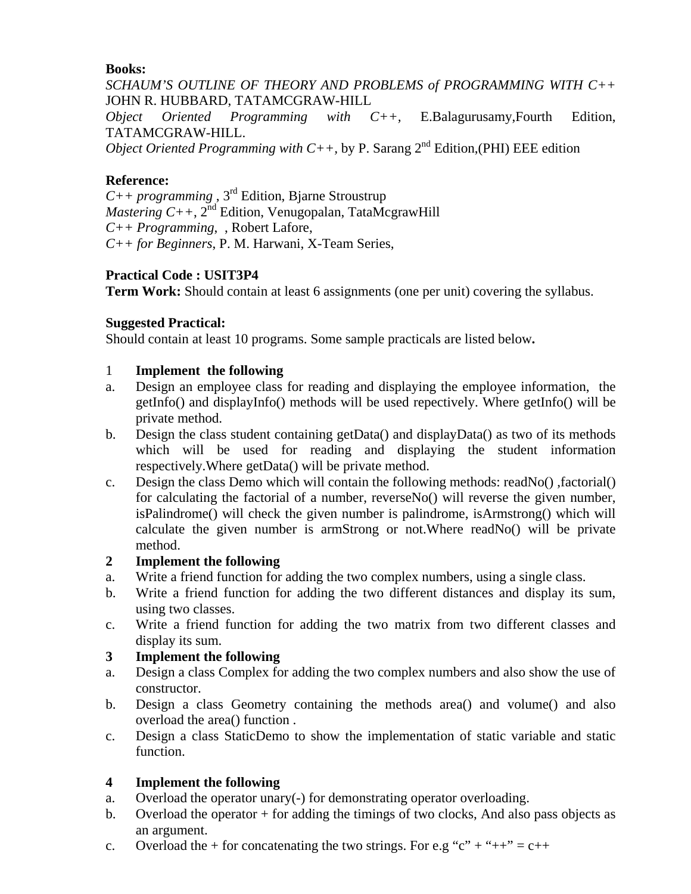**Books:**

*SCHAUM'S OUTLINE OF THEORY AND PROBLEMS of PROGRAMMING WITH C++* JOHN R. HUBBARD, TATAMCGRAW-HILL

*Object Oriented Programming with C++,* E.Balagurusamy,Fourth Edition, TATAMCGRAW-HILL.

*Object Oriented Programming with C++,* by P. Sarang 2nd Edition,(PHI) EEE edition

**Reference:**

*C++ programming* , 3rd Edition, Bjarne Stroustrup

*Mastering C++*, 2nd Edition, Venugopalan, TataMcgrawHill

*C++ Programming,* , Robert Lafore,

*C++ for Beginners*, P. M. Harwani, X-Team Series,

**Practical Code : USIT3P4**

**Term Work:** Should contain at least 6 assignments (one per unit) covering the syllabus.

**Suggested Practical:**

Should contain at least 10 programs. Some sample practicals are listed below**.**

1 **Implement the following**

a. Design an employee class for reading and displaying the employee information, the getInfo() and displayInfo() methods will be used repectively. Where getInfo() will be private method.

b. Design the class student containing getData() and displayData() as two of its methods which will be used for reading and displaying the student information respectively.Where getData() will be private method.

c. Design the class Demo which will contain the following methods: readNo() ,factorial() for calculating the factorial of a number, reverseNo() will reverse the given number, isPalindrome() will check the given number is palindrome, isArmstrong() which will calculate the given number is armStrong or not.Where readNo() will be private method.

**2 Implement the following**

a. Write a friend function for adding the two complex numbers, using a single class.

b. Write a friend function for adding the two different distances and display its sum, using two classes.

c. Write a friend function for adding the two matrix from two different classes and display its sum.

**3 Implement the following**

a. Design a class Complex for adding the two complex numbers and also show the use of constructor.

b. Design a class Geometry containing the methods area() and volume() and also overload the area() function .

c. Design a class StaticDemo to show the implementation of static variable and static function.

**4 Implement the following**

a. Overload the operator unary(-) for demonstrating operator overloading.

b. Overload the operator + for adding the timings of two clocks, And also pass objects as an argument.

c. Overload the + for concatenating the two strings. For e.g "c" + "++" = c++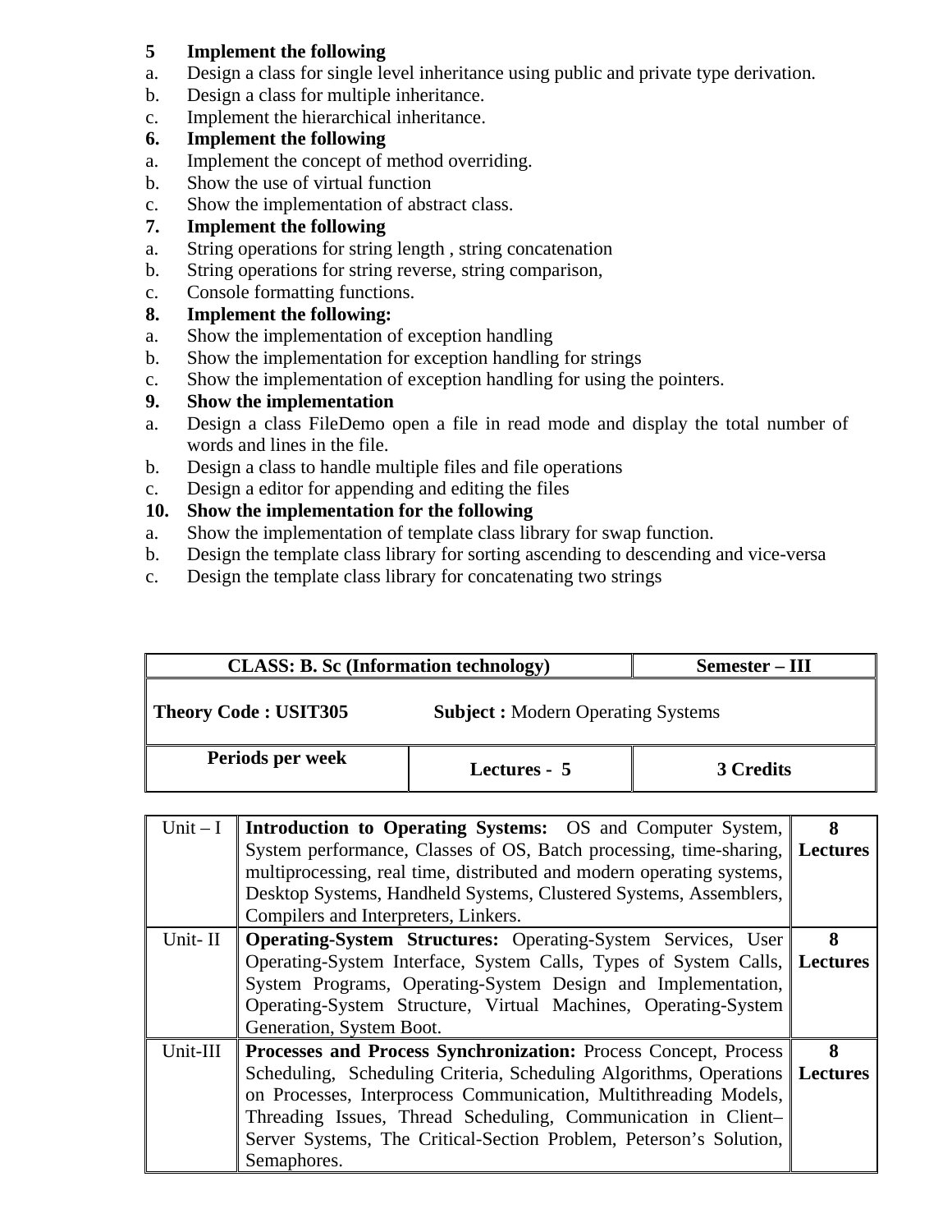**5 Implement the following**

a. Design a class for single level inheritance using public and private type derivation.

b. Design a class for multiple inheritance.

c. Implement the hierarchical inheritance.

**6. Implement the following**

a. Implement the concept of method overriding.

b. Show the use of virtual function

c. Show the implementation of abstract class.

**7. Implement the following**

a. String operations for string length , string concatenation

b. String operations for string reverse, string comparison,

c. Console formatting functions.

**8. Implement the following:**

a. Show the implementation of exception handling

b. Show the implementation for exception handling for strings

c. Show the implementation of exception handling for using the pointers.

**9. Show the implementation**

a. Design a class FileDemo open a file in read mode and display the total number of words and lines in the file.

b. Design a class to handle multiple files and file operations

c. Design a editor for appending and editing the files

**10. Show the implementation for the following**

a. Show the implementation of template class library for swap function.

b. Design the template class library for sorting ascending to descending and vice-versa

c. Design the template class library for concatenating two strings

| **CLASS: B. Sc (Information technology)** | | **Semester – III** |
|---|---|---|
| **Theory Code : USIT305** | **Subject :** Modern Operating Systems | |
| **Periods per week** | **Lectures - 5** | **3 Credits** |

| Unit | Content | Lectures |
|---|---|---|
| Unit – I | **Introduction to Operating Systems:** OS and Computer System, System performance, Classes of OS, Batch processing, time-sharing, multiprocessing, real time, distributed and modern operating systems, Desktop Systems, Handheld Systems, Clustered Systems, Assemblers, Compilers and Interpreters, Linkers. | **8 Lectures** |
| Unit- II | **Operating-System Structures:** Operating-System Services, User Operating-System Interface, System Calls, Types of System Calls, System Programs, Operating-System Design and Implementation, Operating-System Structure, Virtual Machines, Operating-System Generation, System Boot. | **8 Lectures** |
| Unit-III | **Processes and Process Synchronization:** Process Concept, Process Scheduling, Scheduling Criteria, Scheduling Algorithms, Operations on Processes, Interprocess Communication, Multithreading Models, Threading Issues, Thread Scheduling, Communication in Client–Server Systems, The Critical-Section Problem, Peterson's Solution, Semaphores. | **8 Lectures** |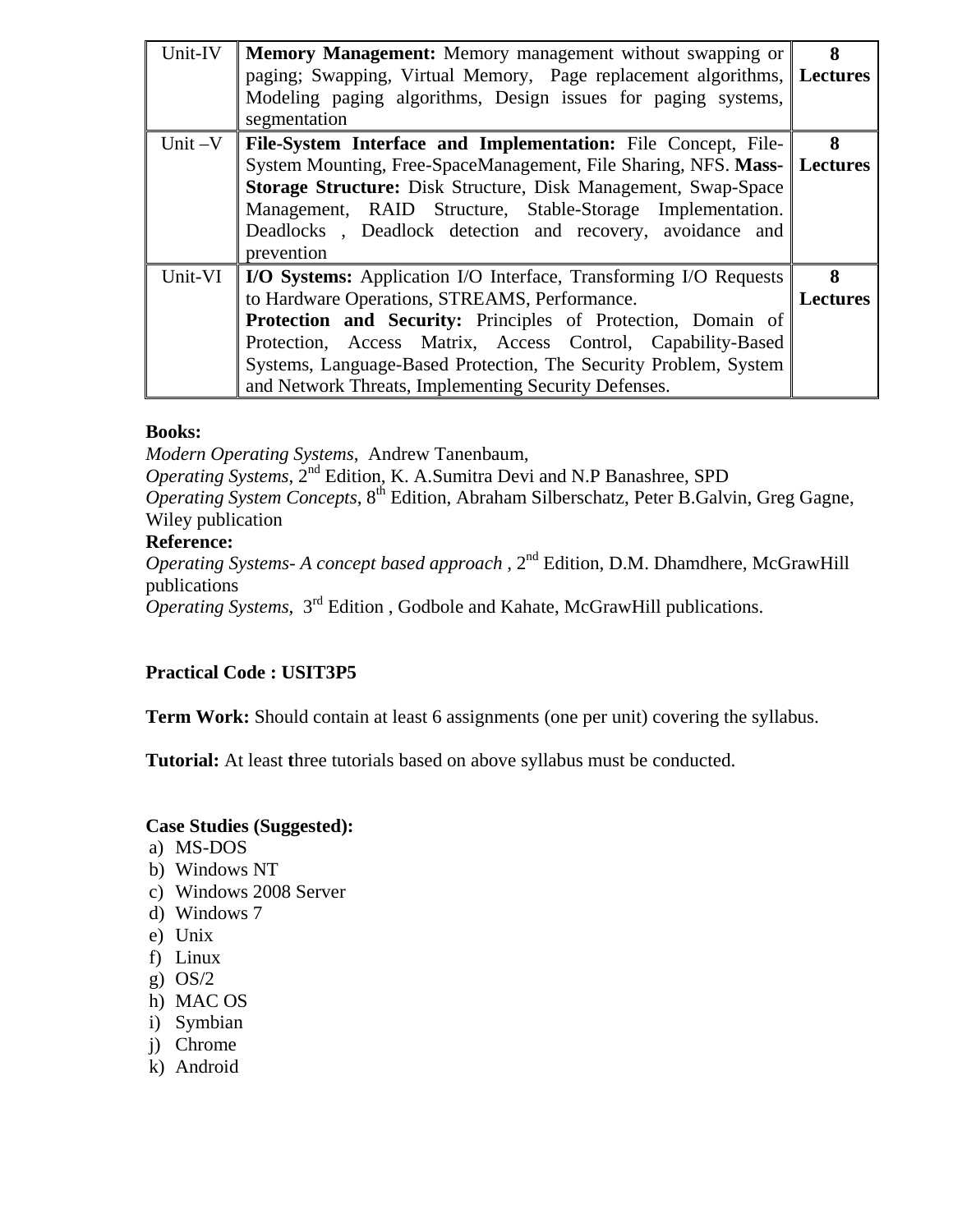| Unit-IV | **Memory Management:** Memory management without swapping or paging; Swapping, Virtual Memory, Page replacement algorithms, Modeling paging algorithms, Design issues for paging systems, segmentation | **8 Lectures** |
|---|---|---|
| Unit –V | **File-System Interface and Implementation:** File Concept, File-System Mounting, Free-SpaceManagement, File Sharing, NFS. **Mass-Storage Structure:** Disk Structure, Disk Management, Swap-Space Management, RAID Structure, Stable-Storage Implementation. Deadlocks , Deadlock detection and recovery, avoidance and prevention | **8 Lectures** |
| Unit-VI | **I/O Systems:** Application I/O Interface, Transforming I/O Requests to Hardware Operations, STREAMS, Performance. **Protection and Security:** Principles of Protection, Domain of Protection, Access Matrix, Access Control, Capability-Based Systems, Language-Based Protection, The Security Problem, System and Network Threats, Implementing Security Defenses. | **8 Lectures** |

**Books:**

*Modern Operating Systems*, Andrew Tanenbaum,

*Operating Systems*, 2nd Edition, K. A.Sumitra Devi and N.P Banashree, SPD

*Operating System Concepts*, 8th Edition, Abraham Silberschatz, Peter B.Galvin, Greg Gagne, Wiley publication

**Reference:**

*Operating Systems- A concept based approach* , 2nd Edition, D.M. Dhamdhere, McGrawHill publications

*Operating Systems,* 3rd Edition , Godbole and Kahate, McGrawHill publications.

**Practical Code : USIT3P5**

**Term Work:** Should contain at least 6 assignments (one per unit) covering the syllabus.

**Tutorial:** At least three tutorials based on above syllabus must be conducted.

**Case Studies (Suggested):**

a) MS-DOS
b) Windows NT
c) Windows 2008 Server
d) Windows 7
e) Unix
f) Linux
g) OS/2
h) MAC OS
i) Symbian
j) Chrome
k) Android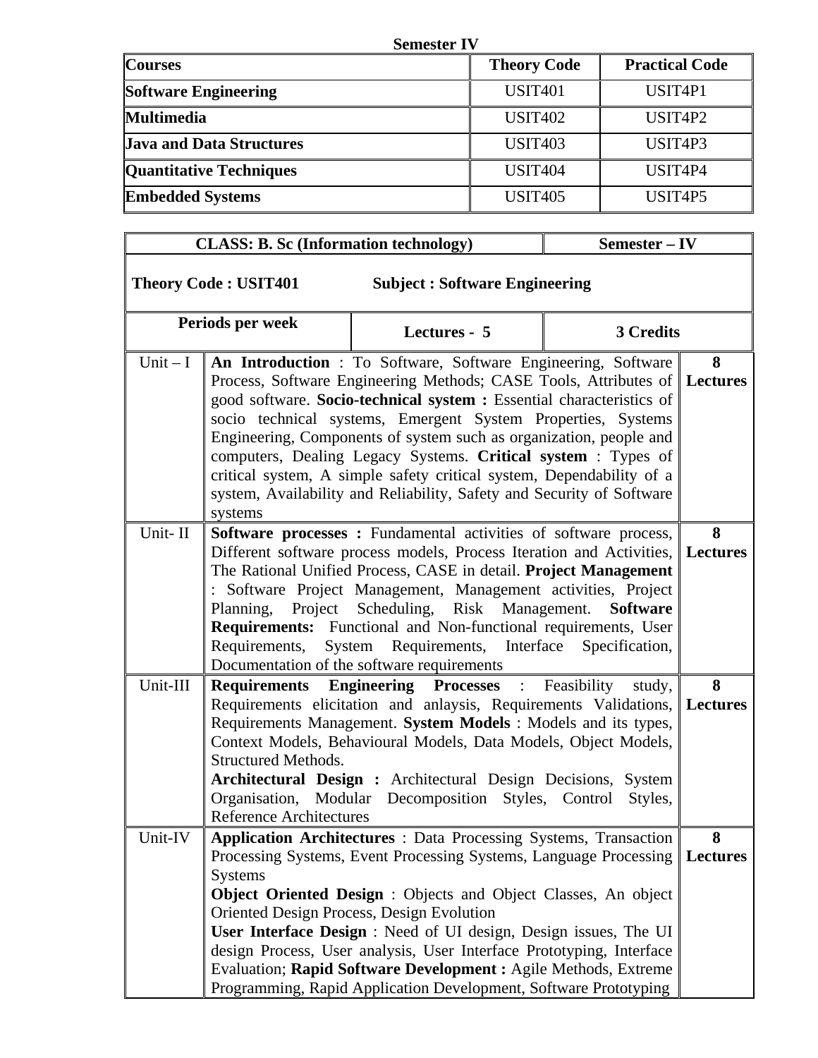**Semester IV**

| Courses | Theory Code | Practical Code |
|---|---|---|
| **Software Engineering** | USIT401 | USIT4P1 |
| **Multimedia** | USIT402 | USIT4P2 |
| **Java and Data Structures** | USIT403 | USIT4P3 |
| **Quantitative Techniques** | USIT404 | USIT4P4 |
| **Embedded Systems** | USIT405 | USIT4P5 |

| **CLASS: B. Sc (Information technology)** | | **Semester – IV** |
|---|---|---|
| **Theory Code : USIT401** | **Subject : Software Engineering** | |
| **Periods per week** | **Lectures - 5** | **3 Credits** |

| | | |
|---|---|---|
| Unit – I | **An Introduction** : To Software, Software Engineering, Software Process, Software Engineering Methods; CASE Tools, Attributes of good software. **Socio-technical system :** Essential characteristics of socio technical systems, Emergent System Properties, Systems Engineering, Components of system such as organization, people and computers, Dealing Legacy Systems. **Critical system** : Types of critical system, A simple safety critical system, Dependability of a system, Availability and Reliability, Safety and Security of Software systems | **8 Lectures** |
| Unit- II | **Software processes :** Fundamental activities of software process, Different software process models, Process Iteration and Activities, The Rational Unified Process, CASE in detail. **Project Management** : Software Project Management, Management activities, Project Planning, Project Scheduling, Risk Management. **Software Requirements:** Functional and Non-functional requirements, User Requirements, System Requirements, Interface Specification, Documentation of the software requirements | **8 Lectures** |
| Unit-III | **Requirements Engineering Processes** : Feasibility study, Requirements elicitation and anlaysis, Requirements Validations, Requirements Management. **System Models** : Models and its types, Context Models, Behavioural Models, Data Models, Object Models, Structured Methods. **Architectural Design :** Architectural Design Decisions, System Organisation, Modular Decomposition Styles, Control Styles, Reference Architectures | **8 Lectures** |
| Unit-IV | **Application Architectures** : Data Processing Systems, Transaction Processing Systems, Event Processing Systems, Language Processing Systems **Object Oriented Design** : Objects and Object Classes, An object Oriented Design Process, Design Evolution **User Interface Design** : Need of UI design, Design issues, The UI design Process, User analysis, User Interface Prototyping, Interface Evaluation; **Rapid Software Development :** Agile Methods, Extreme Programming, Rapid Application Development, Software Prototyping | **8 Lectures** |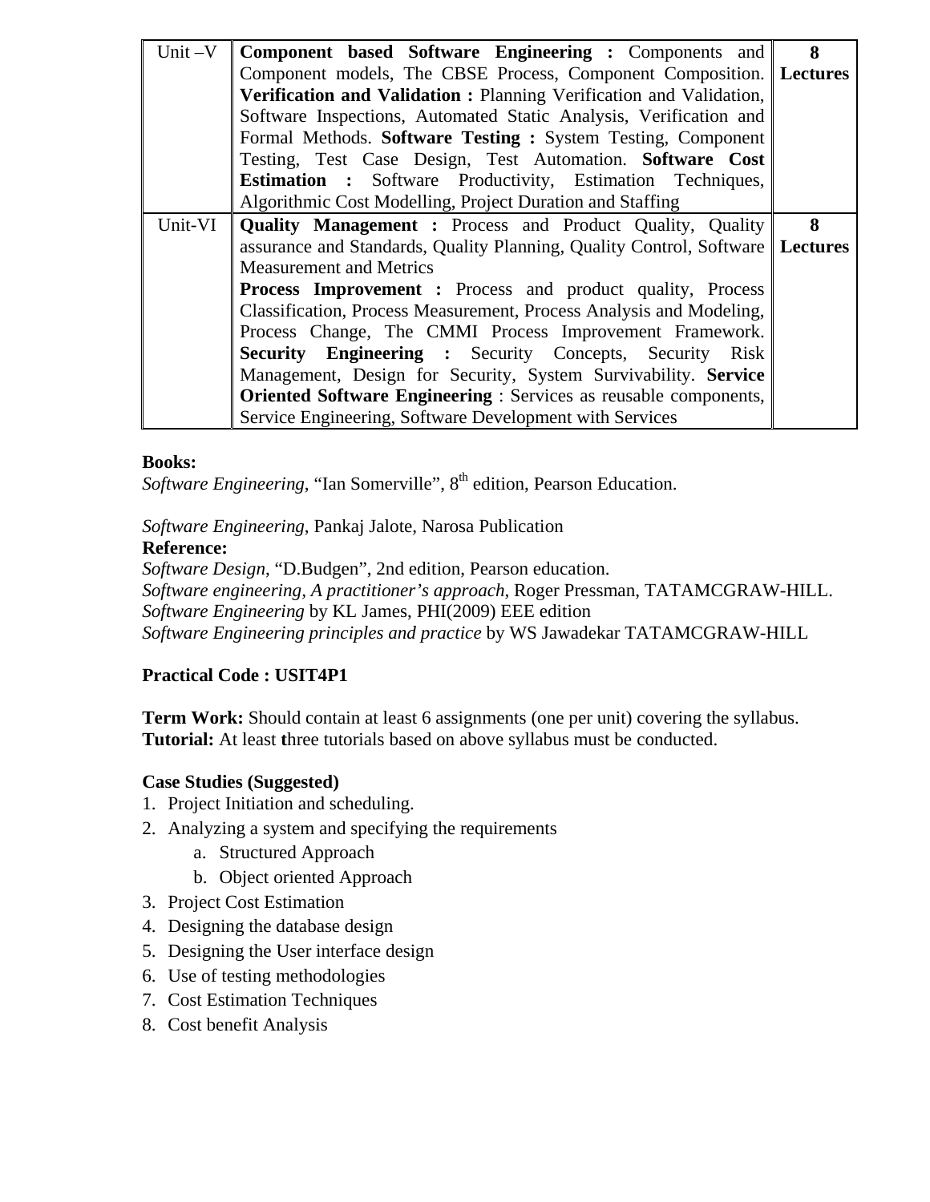| Unit –V | **Component based Software Engineering :** Components and Component models, The CBSE Process, Component Composition. **Verification and Validation :** Planning Verification and Validation, Software Inspections, Automated Static Analysis, Verification and Formal Methods. **Software Testing :** System Testing, Component Testing, Test Case Design, Test Automation. **Software Cost Estimation :** Software Productivity, Estimation Techniques, Algorithmic Cost Modelling, Project Duration and Staffing | **8 Lectures** |
|---|---|---|
| Unit-VI | **Quality Management :** Process and Product Quality, Quality assurance and Standards, Quality Planning, Quality Control, Software Measurement and Metrics<br>**Process Improvement :** Process and product quality, Process Classification, Process Measurement, Process Analysis and Modeling, Process Change, The CMMI Process Improvement Framework. **Security Engineering :** Security Concepts, Security Risk Management, Design for Security, System Survivability. **Service Oriented Software Engineering** : Services as reusable components, Service Engineering, Software Development with Services | **8 Lectures** |

**Books:**
*Software Engineering*, “Ian Somerville”, 8th edition, Pearson Education.

*Software Engineering*, Pankaj Jalote, Narosa Publication
**Reference:**
*Software Design*, “D.Budgen”, 2nd edition, Pearson education.
*Software engineering, A practitioner’s approach*, Roger Pressman, TATAMCGRAW-HILL.
*Software Engineering* by KL James, PHI(2009) EEE edition
*Software Engineering principles and practice* by WS Jawadekar TATAMCGRAW-HILL

**Practical Code : USIT4P1**

**Term Work:** Should contain at least 6 assignments (one per unit) covering the syllabus.
**Tutorial:** At least three tutorials based on above syllabus must be conducted.

**Case Studies (Suggested)**
1. Project Initiation and scheduling.
2. Analyzing a system and specifying the requirements
   a. Structured Approach
   b. Object oriented Approach
3. Project Cost Estimation
4. Designing the database design
5. Designing the User interface design
6. Use of testing methodologies
7. Cost Estimation Techniques
8. Cost benefit Analysis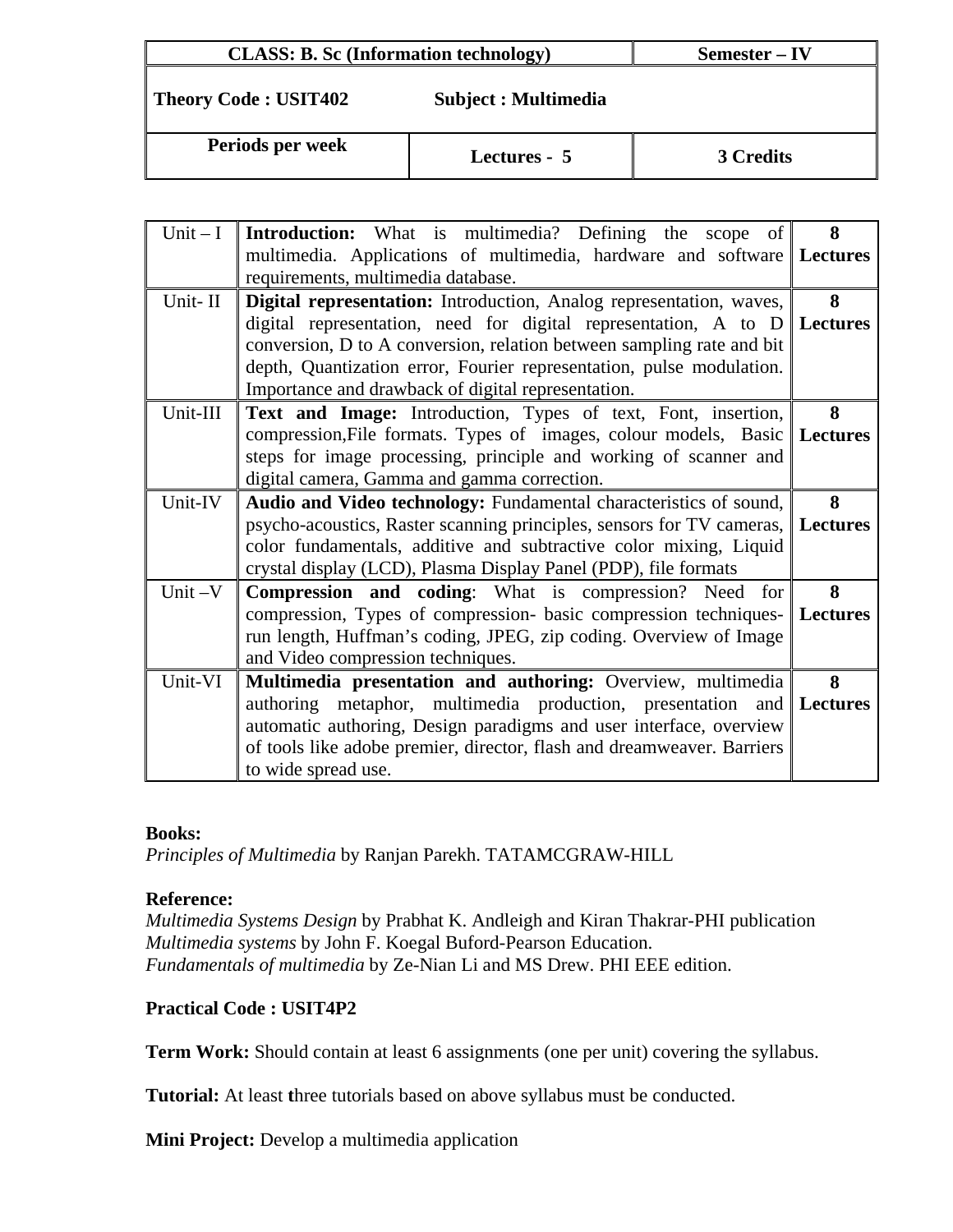| CLASS: B. Sc (Information technology) | | Semester – IV |
|---|---|---|
| **Theory Code : USIT402** **Subject : Multimedia** | | |
| **Periods per week** | **Lectures - 5** | **3 Credits** |

| | | |
|---|---|---|
| Unit – I | **Introduction:** What is multimedia? Defining the scope of multimedia. Applications of multimedia, hardware and software requirements, multimedia database. | **8 Lectures** |
| Unit- II | **Digital representation:** Introduction, Analog representation, waves, digital representation, need for digital representation, A to D conversion, D to A conversion, relation between sampling rate and bit depth, Quantization error, Fourier representation, pulse modulation. Importance and drawback of digital representation. | **8 Lectures** |
| Unit-III | **Text and Image:** Introduction, Types of text, Font, insertion, compression,File formats. Types of images, colour models, Basic steps for image processing, principle and working of scanner and digital camera, Gamma and gamma correction. | **8 Lectures** |
| Unit-IV | **Audio and Video technology:** Fundamental characteristics of sound, psycho-acoustics, Raster scanning principles, sensors for TV cameras, color fundamentals, additive and subtractive color mixing, Liquid crystal display (LCD), Plasma Display Panel (PDP), file formats | **8 Lectures** |
| Unit –V | **Compression and coding**: What is compression? Need for compression, Types of compression- basic compression techniques- run length, Huffman's coding, JPEG, zip coding. Overview of Image and Video compression techniques. | **8 Lectures** |
| Unit-VI | **Multimedia presentation and authoring:** Overview, multimedia authoring metaphor, multimedia production, presentation and automatic authoring, Design paradigms and user interface, overview of tools like adobe premier, director, flash and dreamweaver. Barriers to wide spread use. | **8 Lectures** |

**Books:**
*Principles of Multimedia* by Ranjan Parekh. TATAMCGRAW-HILL

**Reference:**
*Multimedia Systems Design* by Prabhat K. Andleigh and Kiran Thakrar-PHI publication
*Multimedia systems* by John F. Koegal Buford-Pearson Education.
*Fundamentals of multimedia* by Ze-Nian Li and MS Drew. PHI EEE edition.

**Practical Code : USIT4P2**

**Term Work:** Should contain at least 6 assignments (one per unit) covering the syllabus.

**Tutorial:** At least three tutorials based on above syllabus must be conducted.

**Mini Project:** Develop a multimedia application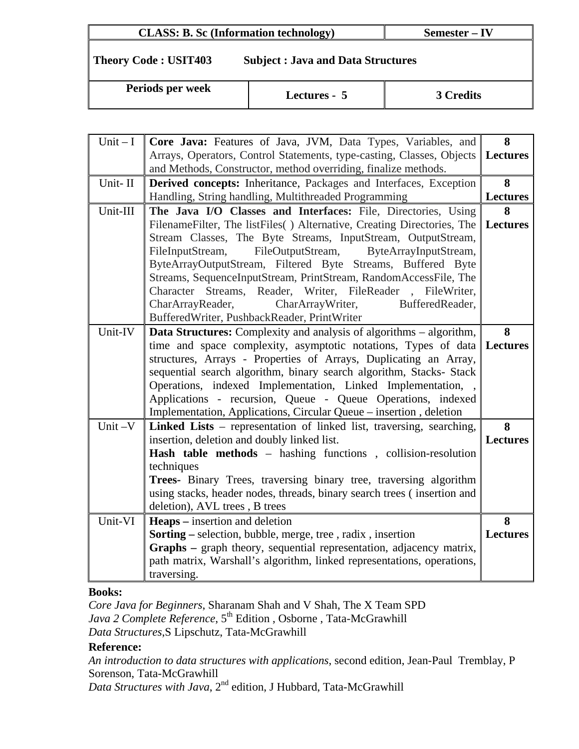| CLASS: B. Sc (Information technology) | | Semester – IV |
|---|---|---|
| **Theory Code : USIT403** **Subject : Java and Data Structures** | | |
| **Periods per week** | **Lectures - 5** | **3 Credits** |

| | | |
|---|---|---|
| Unit – I | **Core Java:** Features of Java, JVM, Data Types, Variables, and Arrays, Operators, Control Statements, type-casting, Classes, Objects and Methods, Constructor, method overriding, finalize methods. | **8 Lectures** |
| Unit- II | **Derived concepts:** Inheritance, Packages and Interfaces, Exception Handling, String handling, Multithreaded Programming | **8 Lectures** |
| Unit-III | **The Java I/O Classes and Interfaces:** File, Directories, Using FilenameFilter, The listFiles( ) Alternative, Creating Directories, The Stream Classes, The Byte Streams, InputStream, OutputStream, FileInputStream, FileOutputStream, ByteArrayInputStream, ByteArrayOutputStream, Filtered Byte Streams, Buffered Byte Streams, SequenceInputStream, PrintStream, RandomAccessFile, The Character Streams, Reader, Writer, FileReader , FileWriter, CharArrayReader, CharArrayWriter, BufferedReader, BufferedWriter, PushbackReader, PrintWriter | **8 Lectures** |
| Unit-IV | **Data Structures:** Complexity and analysis of algorithms – algorithm, time and space complexity, asymptotic notations, Types of data structures, Arrays - Properties of Arrays, Duplicating an Array, sequential search algorithm, binary search algorithm, Stacks- Stack Operations, indexed Implementation, Linked Implementation, , Applications - recursion, Queue - Queue Operations, indexed Implementation, Applications, Circular Queue – insertion , deletion | **8 Lectures** |
| Unit –V | **Linked Lists** – representation of linked list, traversing, searching, insertion, deletion and doubly linked list. **Hash table methods** – hashing functions , collision-resolution techniques **Trees-** Binary Trees, traversing binary tree, traversing algorithm using stacks, header nodes, threads, binary search trees ( insertion and deletion), AVL trees , B trees | **8 Lectures** |
| Unit-VI | **Heaps –** insertion and deletion **Sorting –** selection, bubble, merge, tree , radix , insertion **Graphs –** graph theory, sequential representation, adjacency matrix, path matrix, Warshall's algorithm, linked representations, operations, traversing. | **8 Lectures** |

**Books:**

*Core Java for Beginners*, Sharanam Shah and V Shah, The X Team SPD
*Java 2 Complete Reference*, 5th Edition , Osborne , Tata-McGrawhill
*Data Structures*,S Lipschutz, Tata-McGrawhill

**Reference:**

*An introduction to data structures with applications*, second edition, Jean-Paul Tremblay, P Sorenson, Tata-McGrawhill
*Data Structures with Java*, 2nd edition, J Hubbard, Tata-McGrawhill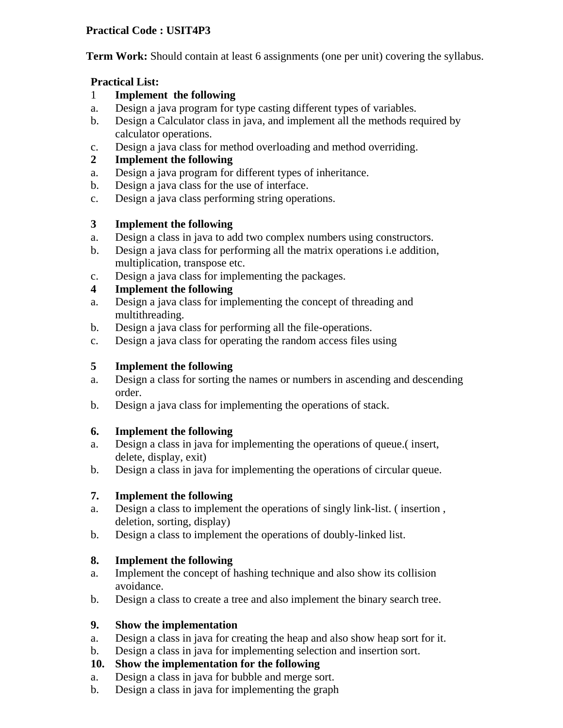**Practical Code : USIT4P3**

**Term Work:** Should contain at least 6 assignments (one per unit) covering the syllabus.

**Practical List:**

1 **Implement the following**

a. Design a java program for type casting different types of variables.

b. Design a Calculator class in java, and implement all the methods required by calculator operations.

c. Design a java class for method overloading and method overriding.

**2 Implement the following**

a. Design a java program for different types of inheritance.

b. Design a java class for the use of interface.

c. Design a java class performing string operations.

**3 Implement the following**

a. Design a class in java to add two complex numbers using constructors.

b. Design a java class for performing all the matrix operations i.e addition, multiplication, transpose etc.

c. Design a java class for implementing the packages.

**4 Implement the following**

a. Design a java class for implementing the concept of threading and multithreading.

b. Design a java class for performing all the file-operations.

c. Design a java class for operating the random access files using

**5 Implement the following**

a. Design a class for sorting the names or numbers in ascending and descending order.

b. Design a java class for implementing the operations of stack.

**6. Implement the following**

a. Design a class in java for implementing the operations of queue.( insert, delete, display, exit)

b. Design a class in java for implementing the operations of circular queue.

**7. Implement the following**

a. Design a class to implement the operations of singly link-list. ( insertion , deletion, sorting, display)

b. Design a class to implement the operations of doubly-linked list.

**8. Implement the following**

a. Implement the concept of hashing technique and also show its collision avoidance.

b. Design a class to create a tree and also implement the binary search tree.

**9. Show the implementation**

a. Design a class in java for creating the heap and also show heap sort for it.

b. Design a class in java for implementing selection and insertion sort.

**10. Show the implementation for the following**

a. Design a class in java for bubble and merge sort.

b. Design a class in java for implementing the graph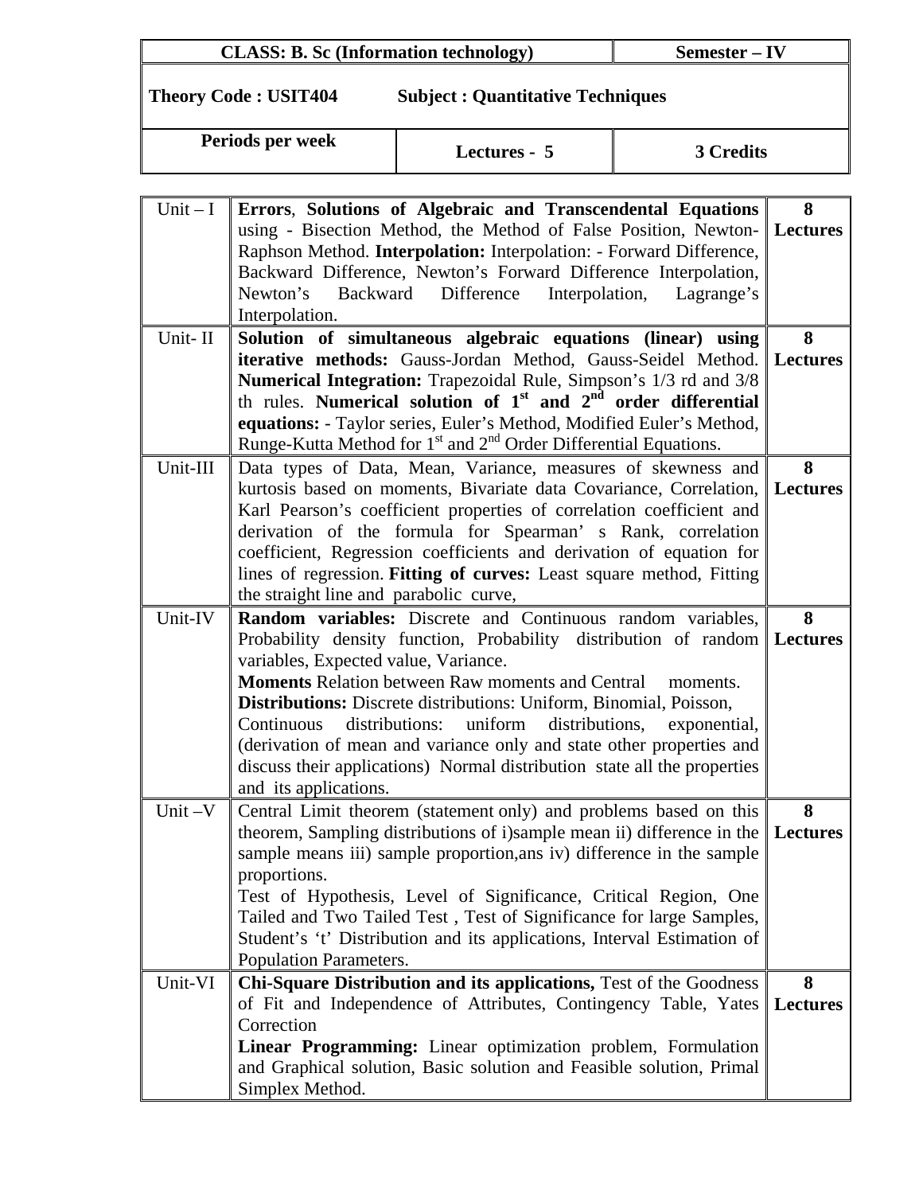| **CLASS: B. Sc (Information technology)** | | **Semester – IV** |
|---|---|---|
| **Theory Code : USIT404** | **Subject : Quantitative Techniques** | |
| **Periods per week** | **Lectures - 5** | **3 Credits** |

| | | |
|---|---|---|
| Unit – I | **Errors**, **Solutions of Algebraic and Transcendental Equations** using - Bisection Method, the Method of False Position, Newton-Raphson Method. **Interpolation:** Interpolation: - Forward Difference, Backward Difference, Newton's Forward Difference Interpolation, Newton's Backward Difference Interpolation, Lagrange's Interpolation. | **8 Lectures** |
| Unit- II | **Solution of simultaneous algebraic equations (linear) using iterative methods:** Gauss-Jordan Method, Gauss-Seidel Method. **Numerical Integration:** Trapezoidal Rule, Simpson's 1/3 rd and 3/8 th rules. **Numerical solution of 1st and 2nd order differential equations:** - Taylor series, Euler's Method, Modified Euler's Method, Runge-Kutta Method for 1st and 2nd Order Differential Equations. | **8 Lectures** |
| Unit-III | Data types of Data, Mean, Variance, measures of skewness and kurtosis based on moments, Bivariate data Covariance, Correlation, Karl Pearson's coefficient properties of correlation coefficient and derivation of the formula for Spearman' s Rank, correlation coefficient, Regression coefficients and derivation of equation for lines of regression. **Fitting of curves:** Least square method, Fitting the straight line and parabolic curve, | **8 Lectures** |
| Unit-IV | **Random variables:** Discrete and Continuous random variables, Probability density function, Probability distribution of random variables, Expected value, Variance.<br>**Moments** Relation between Raw moments and Central moments.<br>**Distributions:** Discrete distributions: Uniform, Binomial, Poisson, Continuous distributions: uniform distributions, exponential, (derivation of mean and variance only and state other properties and discuss their applications) Normal distribution state all the properties and its applications. | **8 Lectures** |
| Unit –V | Central Limit theorem (statement only) and problems based on this theorem, Sampling distributions of i)sample mean ii) difference in the sample means iii) sample proportion,ans iv) difference in the sample proportions.<br>Test of Hypothesis, Level of Significance, Critical Region, One Tailed and Two Tailed Test , Test of Significance for large Samples, Student's 't' Distribution and its applications, Interval Estimation of Population Parameters. | **8 Lectures** |
| Unit-VI | **Chi-Square Distribution and its applications,** Test of the Goodness of Fit and Independence of Attributes, Contingency Table, Yates Correction<br>**Linear Programming:** Linear optimization problem, Formulation and Graphical solution, Basic solution and Feasible solution, Primal Simplex Method. | **8 Lectures** |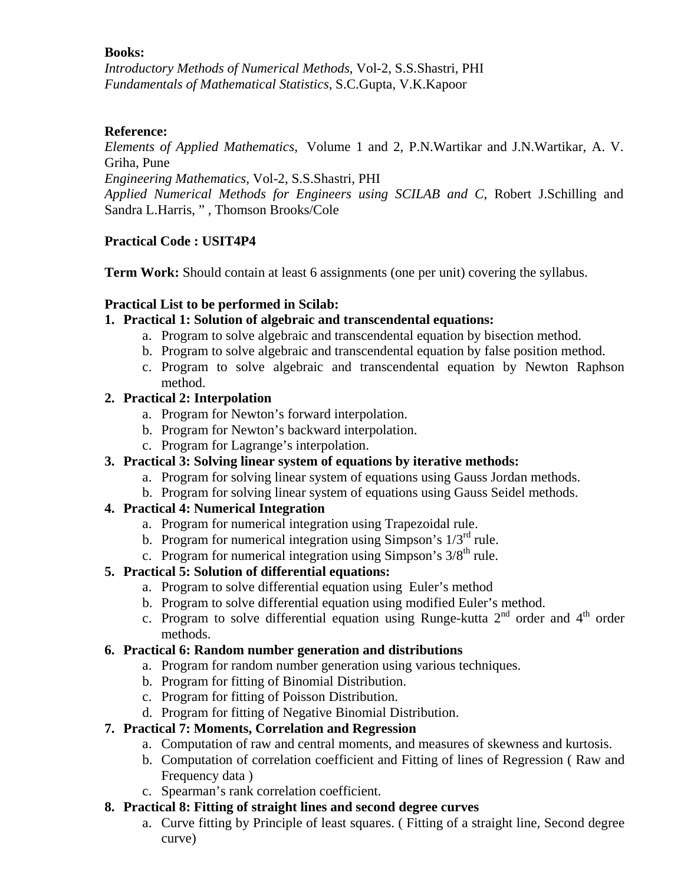**Books:**

*Introductory Methods of Numerical Methods*, Vol-2, S.S.Shastri, PHI
*Fundamentals of Mathematical Statistics,* S.C.Gupta, V.K.Kapoor

**Reference:**

*Elements of Applied Mathematics*, Volume 1 and 2, P.N.Wartikar and J.N.Wartikar, A. V. Griha, Pune
*Engineering Mathematics*, Vol-2, S.S.Shastri, PHI
*Applied Numerical Methods for Engineers using SCILAB and C*, Robert J.Schilling and Sandra L.Harris, " , Thomson Brooks/Cole

**Practical Code : USIT4P4**

**Term Work:** Should contain at least 6 assignments (one per unit) covering the syllabus.

**Practical List to be performed in Scilab:**

1. **Practical 1: Solution of algebraic and transcendental equations:**
    a. Program to solve algebraic and transcendental equation by bisection method.
    b. Program to solve algebraic and transcendental equation by false position method.
    c. Program to solve algebraic and transcendental equation by Newton Raphson method.
2. **Practical 2: Interpolation**
    a. Program for Newton's forward interpolation.
    b. Program for Newton's backward interpolation.
    c. Program for Lagrange's interpolation.
3. **Practical 3: Solving linear system of equations by iterative methods:**
    a. Program for solving linear system of equations using Gauss Jordan methods.
    b. Program for solving linear system of equations using Gauss Seidel methods.
4. **Practical 4: Numerical Integration**
    a. Program for numerical integration using Trapezoidal rule.
    b. Program for numerical integration using Simpson's $1/3^{rd}$ rule.
    c. Program for numerical integration using Simpson's $3/8^{th}$ rule.
5. **Practical 5: Solution of differential equations:**
    a. Program to solve differential equation using Euler's method
    b. Program to solve differential equation using modified Euler's method.
    c. Program to solve differential equation using Runge-kutta $2^{nd}$ order and $4^{th}$ order methods.
6. **Practical 6: Random number generation and distributions**
    a. Program for random number generation using various techniques.
    b. Program for fitting of Binomial Distribution.
    c. Program for fitting of Poisson Distribution.
    d. Program for fitting of Negative Binomial Distribution.
7. **Practical 7: Moments, Correlation and Regression**
    a. Computation of raw and central moments, and measures of skewness and kurtosis.
    b. Computation of correlation coefficient and Fitting of lines of Regression ( Raw and Frequency data )
    c. Spearman's rank correlation coefficient.
8. **Practical 8: Fitting of straight lines and second degree curves**
    a. Curve fitting by Principle of least squares. ( Fitting of a straight line, Second degree curve)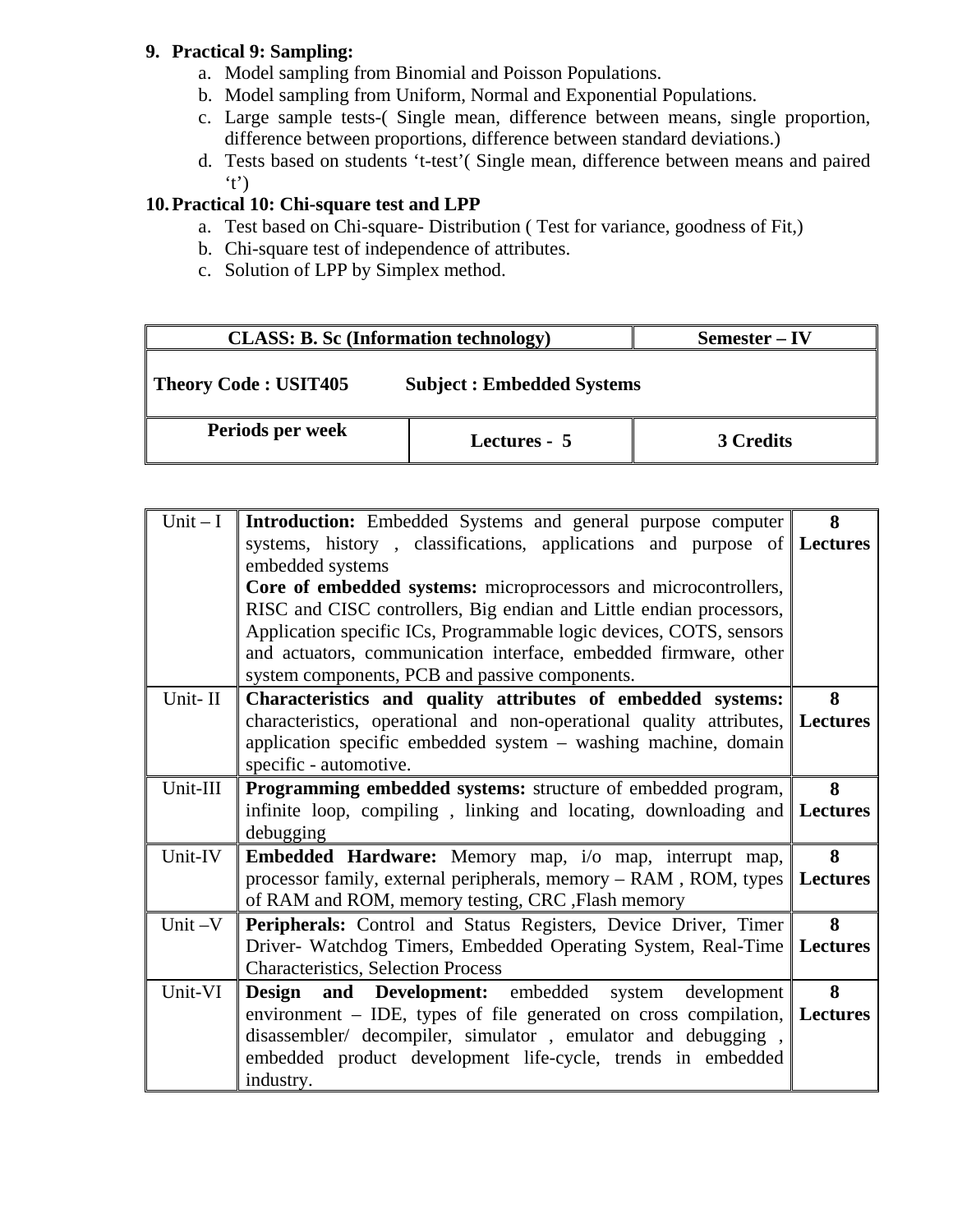9. **Practical 9: Sampling:**
    a. Model sampling from Binomial and Poisson Populations.
    b. Model sampling from Uniform, Normal and Exponential Populations.
    c. Large sample tests-( Single mean, difference between means, single proportion, difference between proportions, difference between standard deviations.)
    d. Tests based on students 't-test'( Single mean, difference between means and paired 't')
10. **Practical 10: Chi-square test and LPP**
    a. Test based on Chi-square- Distribution ( Test for variance, goodness of Fit,)
    b. Chi-square test of independence of attributes.
    c. Solution of LPP by Simplex method.

| **CLASS: B. Sc (Information technology)** | | **Semester – IV** |
|---|---|---|
| **Theory Code : USIT405** | **Subject : Embedded Systems** | |
| **Periods per week** | **Lectures - 5** | **3 Credits** |

| | | |
|---|---|---|
| Unit – I | **Introduction:** Embedded Systems and general purpose computer systems, history , classifications, applications and purpose of embedded systems<br>**Core of embedded systems:** microprocessors and microcontrollers, RISC and CISC controllers, Big endian and Little endian processors, Application specific ICs, Programmable logic devices, COTS, sensors and actuators, communication interface, embedded firmware, other system components, PCB and passive components. | **8 Lectures** |
| Unit- II | **Characteristics and quality attributes of embedded systems:** characteristics, operational and non-operational quality attributes, application specific embedded system – washing machine, domain specific - automotive. | **8 Lectures** |
| Unit-III | **Programming embedded systems:** structure of embedded program, infinite loop, compiling , linking and locating, downloading and debugging | **8 Lectures** |
| Unit-IV | **Embedded Hardware:** Memory map, i/o map, interrupt map, processor family, external peripherals, memory – RAM , ROM, types of RAM and ROM, memory testing, CRC ,Flash memory | **8 Lectures** |
| Unit –V | **Peripherals:** Control and Status Registers, Device Driver, Timer Driver- Watchdog Timers, Embedded Operating System, Real-Time Characteristics, Selection Process | **8 Lectures** |
| Unit-VI | **Design and Development:** embedded system development environment – IDE, types of file generated on cross compilation, disassembler/ decompiler, simulator , emulator and debugging , embedded product development life-cycle, trends in embedded industry. | **8 Lectures** |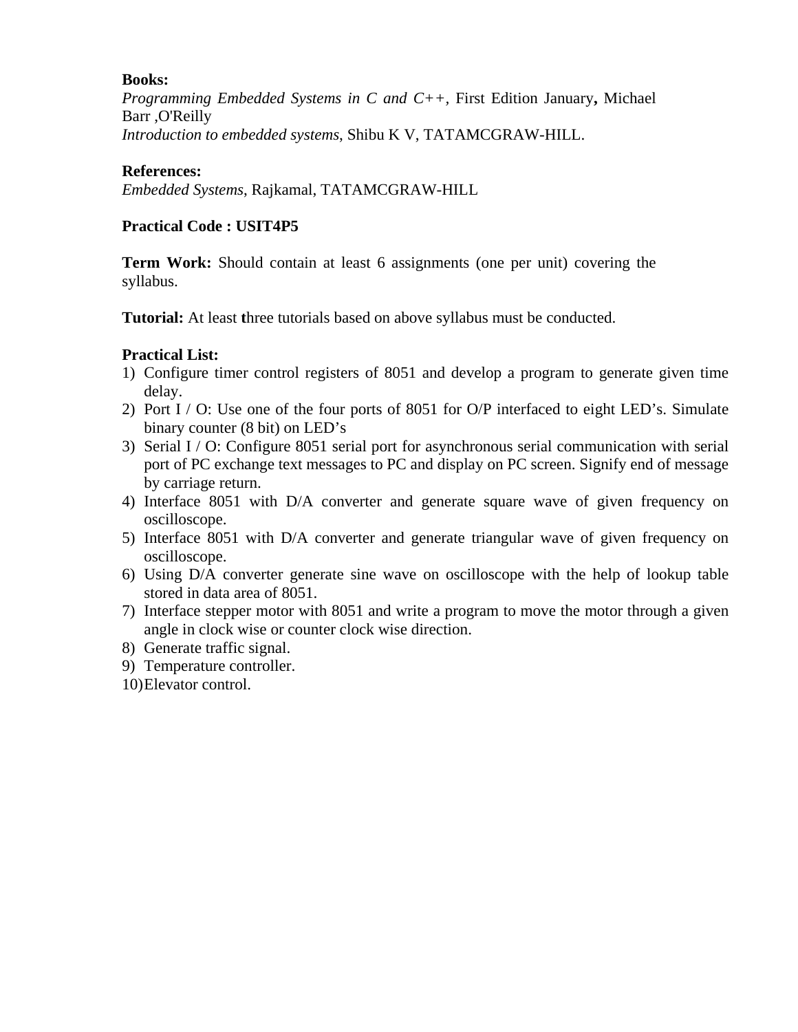**Books:**
*Programming Embedded Systems in C and C++*, First Edition January**,** Michael Barr ,O'Reilly
*Introduction to embedded systems*, Shibu K V, TATAMCGRAW-HILL.

**References:**
*Embedded Systems*, Rajkamal, TATAMCGRAW-HILL

**Practical Code : USIT4P5**

**Term Work:** Should contain at least 6 assignments (one per unit) covering the syllabus.

**Tutorial:** At least **t**hree tutorials based on above syllabus must be conducted.

**Practical List:**
1) Configure timer control registers of 8051 and develop a program to generate given time delay.
2) Port I / O: Use one of the four ports of 8051 for O/P interfaced to eight LED's. Simulate binary counter (8 bit) on LED's
3) Serial I / O: Configure 8051 serial port for asynchronous serial communication with serial port of PC exchange text messages to PC and display on PC screen. Signify end of message by carriage return.
4) Interface 8051 with D/A converter and generate square wave of given frequency on oscilloscope.
5) Interface 8051 with D/A converter and generate triangular wave of given frequency on oscilloscope.
6) Using D/A converter generate sine wave on oscilloscope with the help of lookup table stored in data area of 8051.
7) Interface stepper motor with 8051 and write a program to move the motor through a given angle in clock wise or counter clock wise direction.
8) Generate traffic signal.
9) Temperature controller.
10) Elevator control.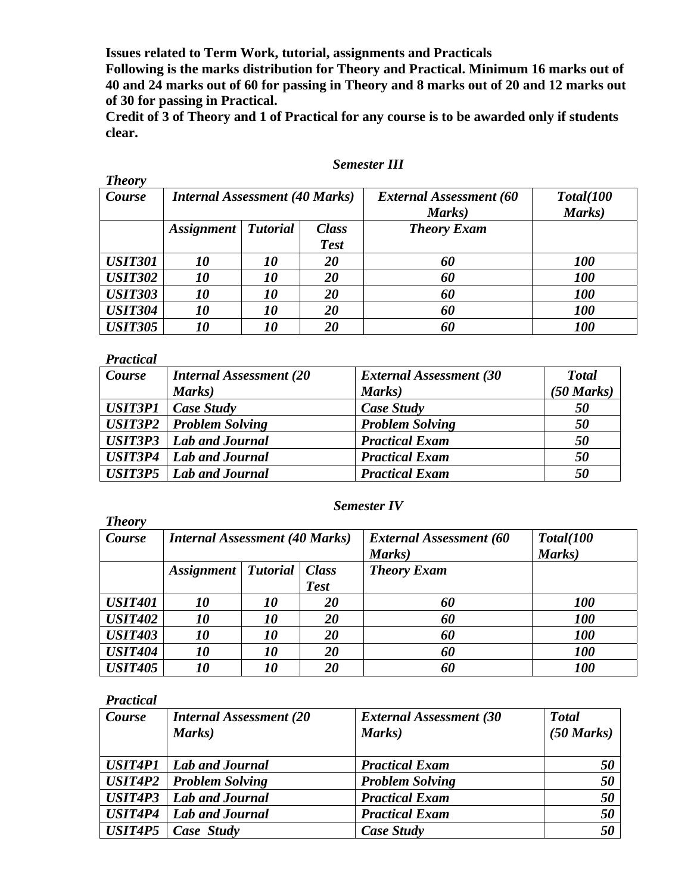**Issues related to Term Work, tutorial, assignments and Practicals**

**Following is the marks distribution for Theory and Practical. Minimum 16 marks out of 40 and 24 marks out of 60 for passing in Theory and 8 marks out of 20 and 12 marks out of 30 for passing in Practical.**

**Credit of 3 of Theory and 1 of Practical for any course is to be awarded only if students clear.**

### *Semester III*

***Theory***

| *Course* | *Internal Assessment (40 Marks)* | | | *External Assessment (60 Marks)* | *Total(100 Marks)* |
|---|---|---|---|---|---|
| | *Assignment* | *Tutorial* | *Class Test* | *Theory Exam* | |
| *USIT301* | *10* | *10* | *20* | *60* | *100* |
| *USIT302* | *10* | *10* | *20* | *60* | *100* |
| *USIT303* | *10* | *10* | *20* | *60* | *100* |
| *USIT304* | *10* | *10* | *20* | *60* | *100* |
| *USIT305* | *10* | *10* | *20* | *60* | *100* |

***Practical***

| *Course* | *Internal Assessment (20 Marks)* | *External Assessment (30 Marks)* | *Total (50 Marks)* |
|---|---|---|---|
| *USIT3P1* | *Case Study* | *Case Study* | *50* |
| *USIT3P2* | *Problem Solving* | *Problem Solving* | *50* |
| *USIT3P3* | *Lab and Journal* | *Practical Exam* | *50* |
| *USIT3P4* | *Lab and Journal* | *Practical Exam* | *50* |
| *USIT3P5* | *Lab and Journal* | *Practical Exam* | *50* |

### *Semester IV*

***Theory***

| *Course* | *Internal Assessment (40 Marks)* | | | *External Assessment (60 Marks)* | *Total(100 Marks)* |
|---|---|---|---|---|---|
| | *Assignment* | *Tutorial* | *Class Test* | *Theory Exam* | |
| *USIT401* | *10* | *10* | *20* | *60* | *100* |
| *USIT402* | *10* | *10* | *20* | *60* | *100* |
| *USIT403* | *10* | *10* | *20* | *60* | *100* |
| *USIT404* | *10* | *10* | *20* | *60* | *100* |
| *USIT405* | *10* | *10* | *20* | *60* | *100* |

***Practical***

| *Course* | *Internal Assessment (20 Marks)* | *External Assessment (30 Marks)* | *Total (50 Marks)* |
|---|---|---|---|
| *USIT4P1* | *Lab and Journal* | *Practical Exam* | *50* |
| *USIT4P2* | *Problem Solving* | *Problem Solving* | *50* |
| *USIT4P3* | *Lab and Journal* | *Practical Exam* | *50* |
| *USIT4P4* | *Lab and Journal* | *Practical Exam* | *50* |
| *USIT4P5* | *Case Study* | *Case Study* | *50* |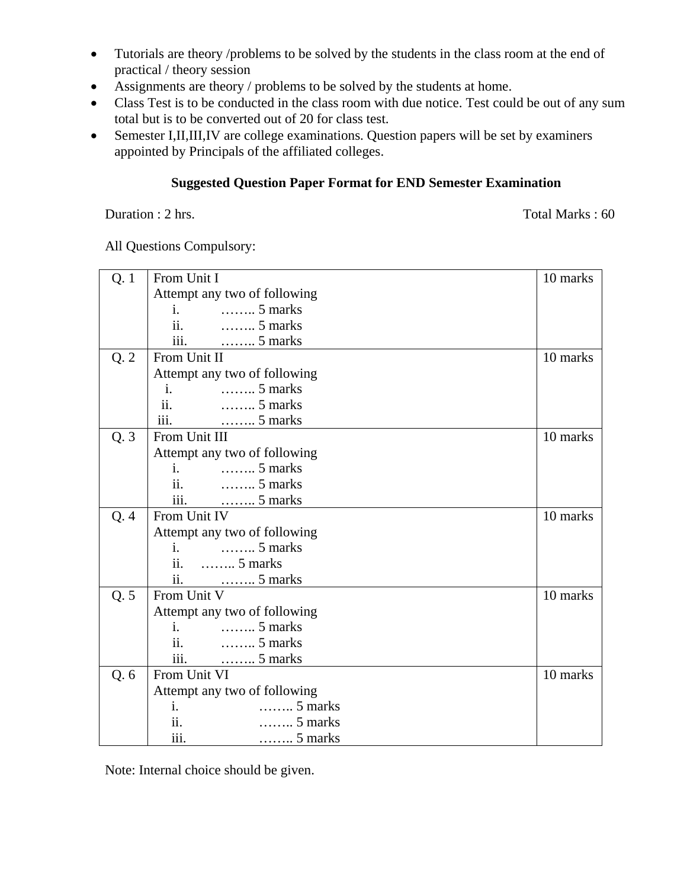- Tutorials are theory /problems to be solved by the students in the class room at the end of practical / theory session
- Assignments are theory / problems to be solved by the students at home.
- Class Test is to be conducted in the class room with due notice. Test could be out of any sum total but is to be converted out of 20 for class test.
- Semester I,II,III,IV are college examinations. Question papers will be set by examiners appointed by Principals of the affiliated colleges.

**Suggested Question Paper Format for END Semester Examination**

Duration : 2 hrs. Total Marks : 60

All Questions Compulsory:

| | | |
|---|---|---|
| Q. 1 | From Unit I<br>Attempt any two of following<br>i. …….. 5 marks<br>ii. …….. 5 marks<br>iii. …….. 5 marks | 10 marks |
| Q. 2 | From Unit II<br>Attempt any two of following<br>i. …….. 5 marks<br>ii. …….. 5 marks<br>iii. …….. 5 marks | 10 marks |
| Q. 3 | From Unit III<br>Attempt any two of following<br>i. …….. 5 marks<br>ii. …….. 5 marks<br>iii. …….. 5 marks | 10 marks |
| Q. 4 | From Unit IV<br>Attempt any two of following<br>i. …….. 5 marks<br>ii. …….. 5 marks<br>ii. …….. 5 marks | 10 marks |
| Q. 5 | From Unit V<br>Attempt any two of following<br>i. …….. 5 marks<br>ii. …….. 5 marks<br>iii. …….. 5 marks | 10 marks |
| Q. 6 | From Unit VI<br>Attempt any two of following<br>i. …….. 5 marks<br>ii. …….. 5 marks<br>iii. …….. 5 marks | 10 marks |

Note: Internal choice should be given.